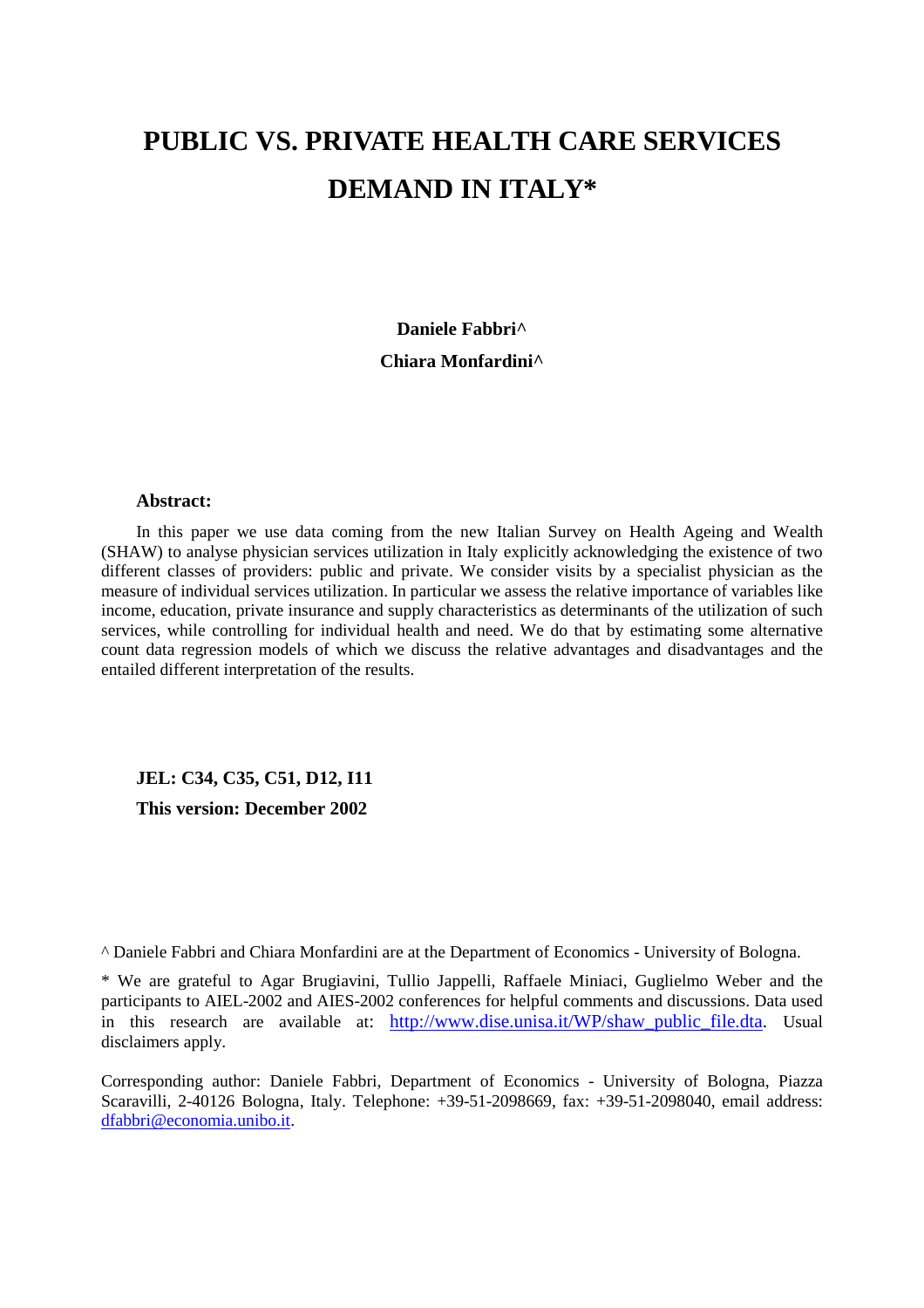# PUBLIC VS. PRIVATE HEALTH CARE SERVICES DEMAND IN ITALY*

**Daniele Fabbri^**

**Chiara Monfardini^**

**Abstract:**

In this paper we use data coming from the new Italian Survey on Health Ageing and Wealth (SHAW) to analyse physician services utilization in Italy explicitly acknowledging the existence of two different classes of providers: public and private. We consider visits by a specialist physician as the measure of individual services utilization. In particular we assess the relative importance of variables like income, education, private insurance and supply characteristics as determinants of the utilization of such services, while controlling for individual health and need. We do that by estimating some alternative count data regression models of which we discuss the relative advantages and disadvantages and the entailed different interpretation of the results.

**JEL: C34, C35, C51, D12, I11**

**This version: December 2002**

^ Daniele Fabbri and Chiara Monfardini are at the Department of Economics - University of Bologna.

* We are grateful to Agar Brugiavini, Tullio Jappelli, Raffaele Miniaci, Guglielmo Weber and the participants to AIEL-2002 and AIES-2002 conferences for helpful comments and discussions. Data used in this research are available at: http://www.dise.unisa.it/WP/shaw_public_file.dta. Usual disclaimers apply.

Corresponding author: Daniele Fabbri, Department of Economics - University of Bologna, Piazza Scaravilli, 2-40126 Bologna, Italy. Telephone: +39-51-2098669, fax: +39-51-2098040, email address: dfabbri@economia.unibo.it.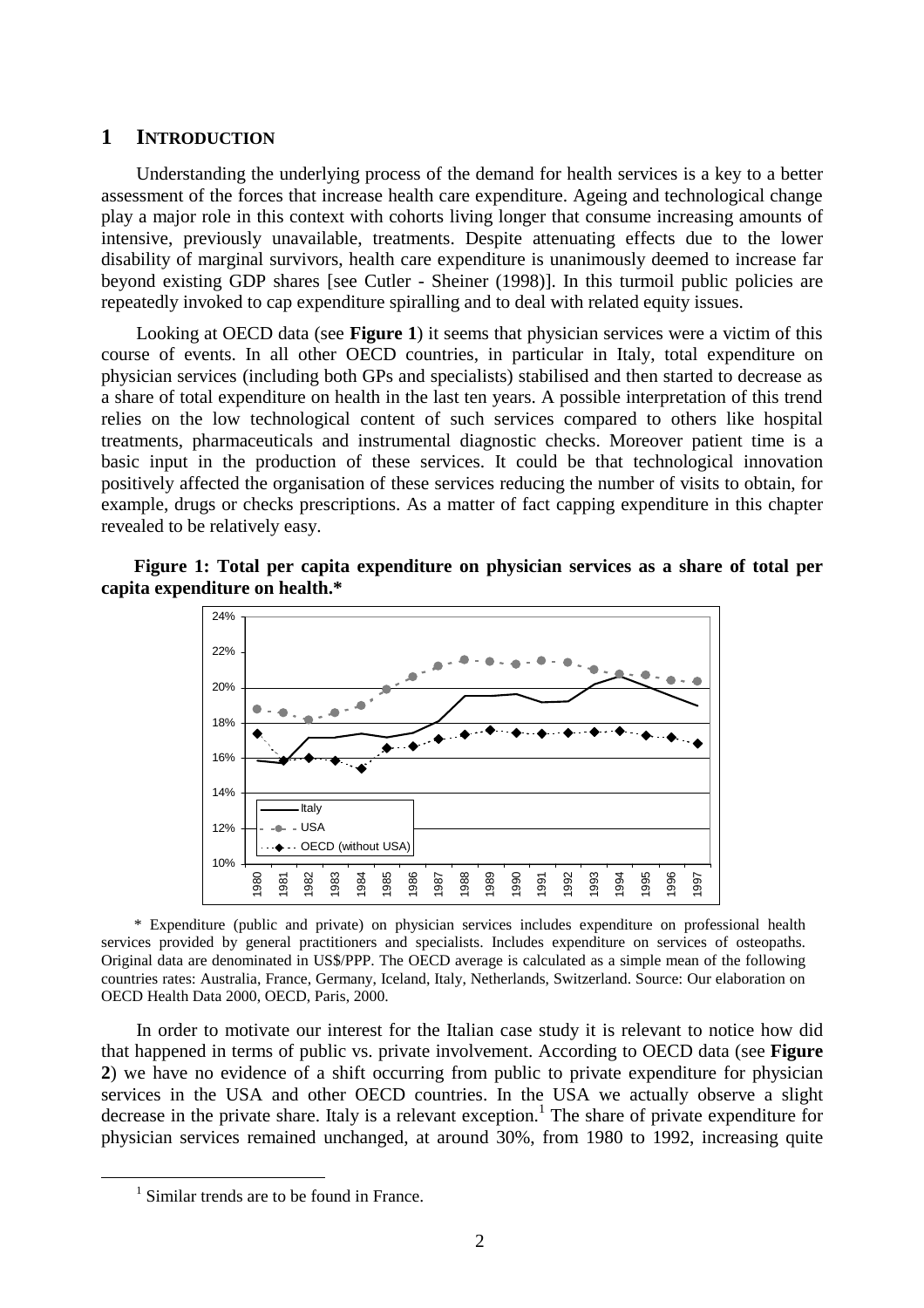## 1 INTRODUCTION

Understanding the underlying process of the demand for health services is a key to a better assessment of the forces that increase health care expenditure. Ageing and technological change play a major role in this context with cohorts living longer that consume increasing amounts of intensive, previously unavailable, treatments. Despite attenuating effects due to the lower disability of marginal survivors, health care expenditure is unanimously deemed to increase far beyond existing GDP shares [see Cutler - Sheiner (1998)]. In this turmoil public policies are repeatedly invoked to cap expenditure spiralling and to deal with related equity issues.

Looking at OECD data (see **Figure 1**) it seems that physician services were a victim of this course of events. In all other OECD countries, in particular in Italy, total expenditure on physician services (including both GPs and specialists) stabilised and then started to decrease as a share of total expenditure on health in the last ten years. A possible interpretation of this trend relies on the low technological content of such services compared to others like hospital treatments, pharmaceuticals and instrumental diagnostic checks. Moreover patient time is a basic input in the production of these services. It could be that technological innovation positively affected the organisation of these services reducing the number of visits to obtain, for example, drugs or checks prescriptions. As a matter of fact capping expenditure in this chapter revealed to be relatively easy.

**Figure 1: Total per capita expenditure on physician services as a share of total per capita expenditure on health.***

\* Expenditure (public and private) on physician services includes expenditure on professional health services provided by general practitioners and specialists. Includes expenditure on services of osteopaths. Original data are denominated in US$/PPP. The OECD average is calculated as a simple mean of the following countries rates: Australia, France, Germany, Iceland, Italy, Netherlands, Switzerland. Source: Our elaboration on OECD Health Data 2000, OECD, Paris, 2000.

In order to motivate our interest for the Italian case study it is relevant to notice how did that happened in terms of public vs. private involvement. According to OECD data (see **Figure 2**) we have no evidence of a shift occurring from public to private expenditure for physician services in the USA and other OECD countries. In the USA we actually observe a slight decrease in the private share. Italy is a relevant exception.[1] The share of private expenditure for physician services remained unchanged, at around 30%, from 1980 to 1992, increasing quite

[1] Similar trends are to be found in France.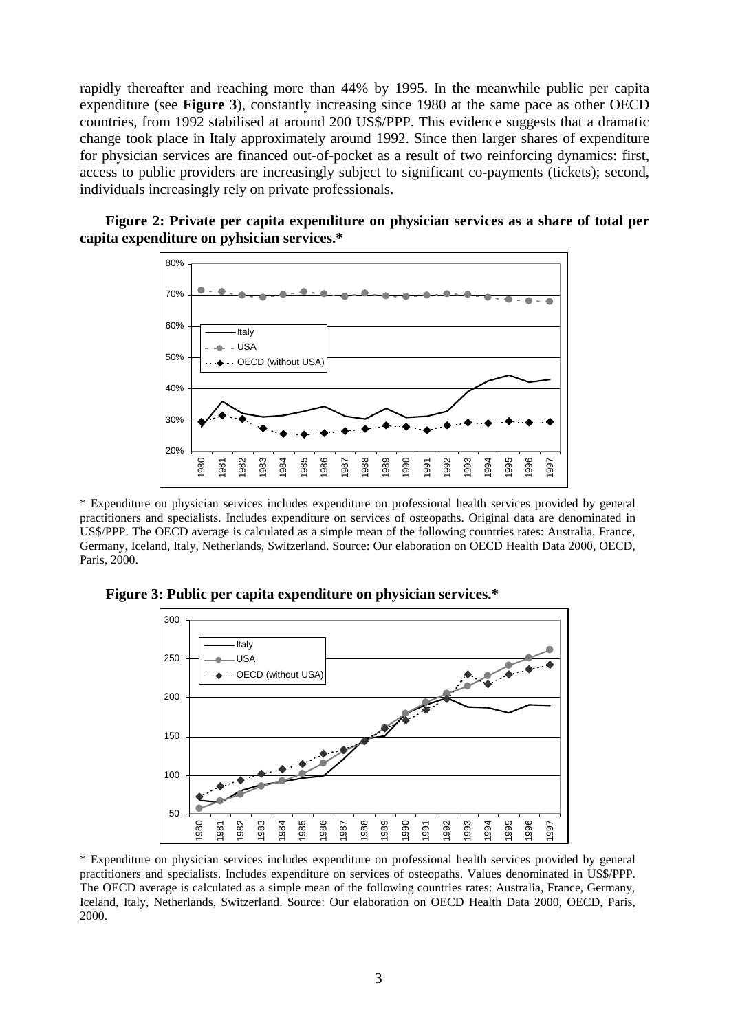rapidly thereafter and reaching more than 44% by 1995. In the meanwhile public per capita expenditure (see **Figure 3**), constantly increasing since 1980 at the same pace as other OECD countries, from 1992 stabilised at around 200 US$/PPP. This evidence suggests that a dramatic change took place in Italy approximately around 1992. Since then larger shares of expenditure for physician services are financed out-of-pocket as a result of two reinforcing dynamics: first, access to public providers are increasingly subject to significant co-payments (tickets); second, individuals increasingly rely on private professionals.

**Figure 2: Private per capita expenditure on physician services as a share of total per capita expenditure on pyhsician services.***

* Expenditure on physician services includes expenditure on professional health services provided by general practitioners and specialists. Includes expenditure on services of osteopaths. Original data are denominated in US$/PPP. The OECD average is calculated as a simple mean of the following countries rates: Australia, France, Germany, Iceland, Italy, Netherlands, Switzerland. Source: Our elaboration on OECD Health Data 2000, OECD, Paris, 2000.

**Figure 3: Public per capita expenditure on physician services.***

* Expenditure on physician services includes expenditure on professional health services provided by general practitioners and specialists. Includes expenditure on services of osteopaths. Values denominated in US$/PPP. The OECD average is calculated as a simple mean of the following countries rates: Australia, France, Germany, Iceland, Italy, Netherlands, Switzerland. Source: Our elaboration on OECD Health Data 2000, OECD, Paris, 2000.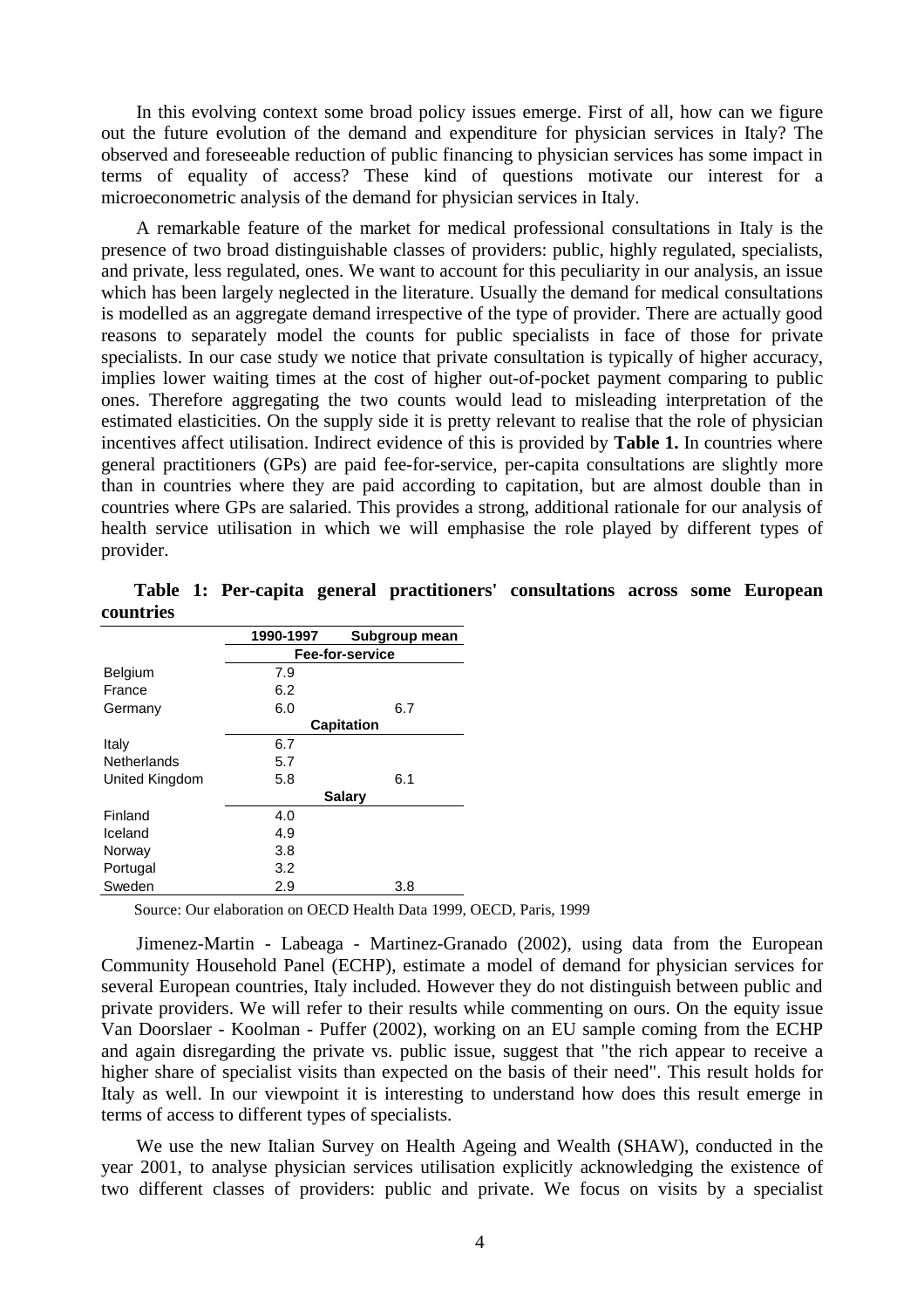In this evolving context some broad policy issues emerge. First of all, how can we figure out the future evolution of the demand and expenditure for physician services in Italy? The observed and foreseeable reduction of public financing to physician services has some impact in terms of equality of access? These kind of questions motivate our interest for a microeconometric analysis of the demand for physician services in Italy.

A remarkable feature of the market for medical professional consultations in Italy is the presence of two broad distinguishable classes of providers: public, highly regulated, specialists, and private, less regulated, ones. We want to account for this peculiarity in our analysis, an issue which has been largely neglected in the literature. Usually the demand for medical consultations is modelled as an aggregate demand irrespective of the type of provider. There are actually good reasons to separately model the counts for public specialists in face of those for private specialists. In our case study we notice that private consultation is typically of higher accuracy, implies lower waiting times at the cost of higher out-of-pocket payment comparing to public ones. Therefore aggregating the two counts would lead to misleading interpretation of the estimated elasticities. On the supply side it is pretty relevant to realise that the role of physician incentives affect utilisation. Indirect evidence of this is provided by **Table 1.** In countries where general practitioners (GPs) are paid fee-for-service, per-capita consultations are slightly more than in countries where they are paid according to capitation, but are almost double than in countries where GPs are salaried. This provides a strong, additional rationale for our analysis of health service utilisation in which we will emphasise the role played by different types of provider.

**Table 1: Per-capita general practitioners' consultations across some European countries**

| | 1990-1997 | Subgroup mean |
|---|---|---|
| | **Fee-for-service** | |
| Belgium | 7.9 | |
| France | 6.2 | |
| Germany | 6.0 | 6.7 |
| | **Capitation** | |
| Italy | 6.7 | |
| Netherlands | 5.7 | |
| United Kingdom | 5.8 | 6.1 |
| | **Salary** | |
| Finland | 4.0 | |
| Iceland | 4.9 | |
| Norway | 3.8 | |
| Portugal | 3.2 | |
| Sweden | 2.9 | 3.8 |

Source: Our elaboration on OECD Health Data 1999, OECD, Paris, 1999

Jimenez-Martin - Labeaga - Martinez-Granado (2002), using data from the European Community Household Panel (ECHP), estimate a model of demand for physician services for several European countries, Italy included. However they do not distinguish between public and private providers. We will refer to their results while commenting on ours. On the equity issue Van Doorslaer - Koolman - Puffer (2002), working on an EU sample coming from the ECHP and again disregarding the private vs. public issue, suggest that "the rich appear to receive a higher share of specialist visits than expected on the basis of their need". This result holds for Italy as well. In our viewpoint it is interesting to understand how does this result emerge in terms of access to different types of specialists.

We use the new Italian Survey on Health Ageing and Wealth (SHAW), conducted in the year 2001, to analyse physician services utilisation explicitly acknowledging the existence of two different classes of providers: public and private. We focus on visits by a specialist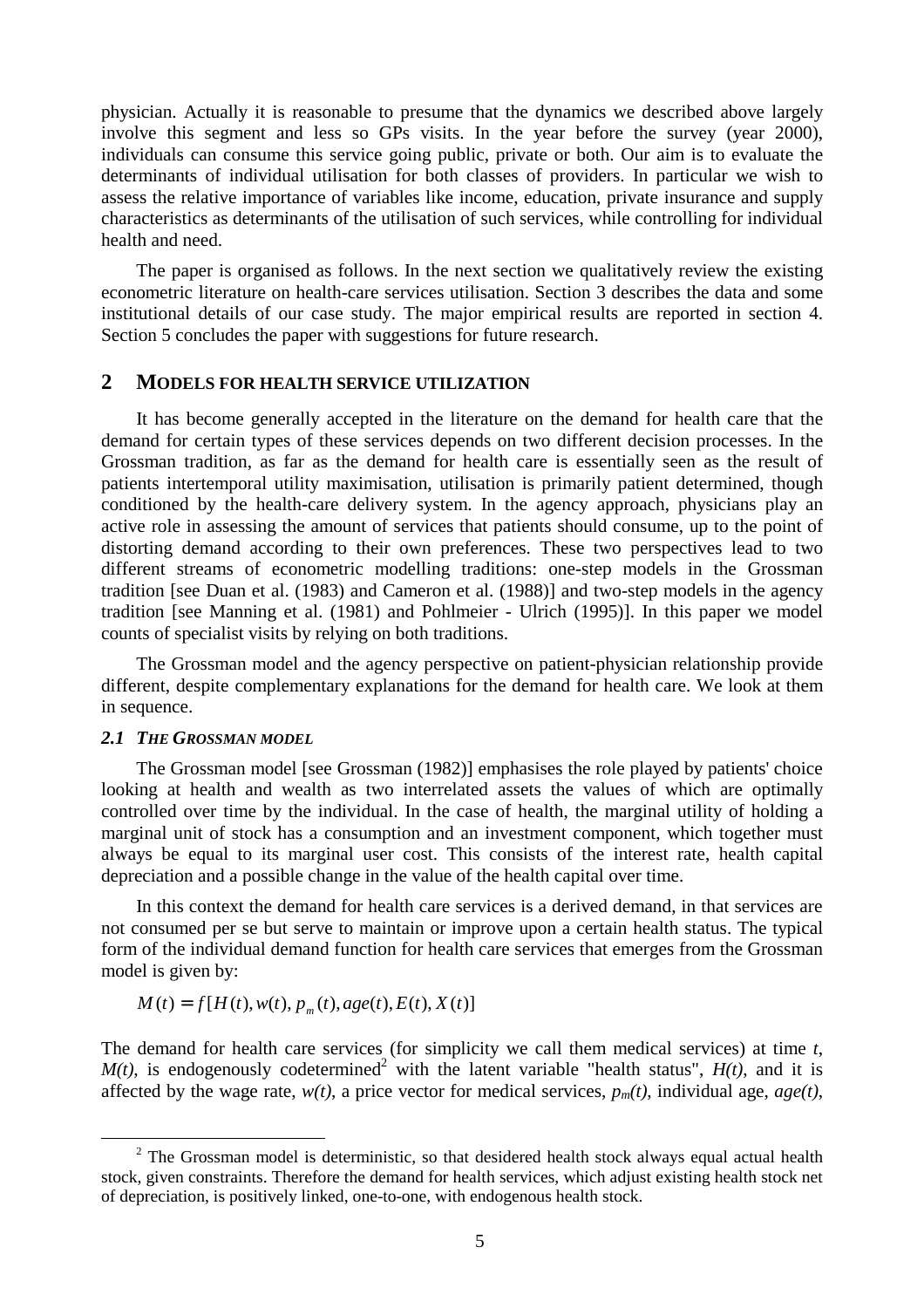physician. Actually it is reasonable to presume that the dynamics we described above largely involve this segment and less so GPs visits. In the year before the survey (year 2000), individuals can consume this service going public, private or both. Our aim is to evaluate the determinants of individual utilisation for both classes of providers. In particular we wish to assess the relative importance of variables like income, education, private insurance and supply characteristics as determinants of the utilisation of such services, while controlling for individual health and need.

The paper is organised as follows. In the next section we qualitatively review the existing econometric literature on health-care services utilisation. Section 3 describes the data and some institutional details of our case study. The major empirical results are reported in section 4. Section 5 concludes the paper with suggestions for future research.

## 2 MODELS FOR HEALTH SERVICE UTILIZATION

It has become generally accepted in the literature on the demand for health care that the demand for certain types of these services depends on two different decision processes. In the Grossman tradition, as far as the demand for health care is essentially seen as the result of patients intertemporal utility maximisation, utilisation is primarily patient determined, though conditioned by the health-care delivery system. In the agency approach, physicians play an active role in assessing the amount of services that patients should consume, up to the point of distorting demand according to their own preferences. These two perspectives lead to two different streams of econometric modelling traditions: one-step models in the Grossman tradition [see Duan et al. (1983) and Cameron et al. (1988)] and two-step models in the agency tradition [see Manning et al. (1981) and Pohlmeier - Ulrich (1995)]. In this paper we model counts of specialist visits by relying on both traditions.

The Grossman model and the agency perspective on patient-physician relationship provide different, despite complementary explanations for the demand for health care. We look at them in sequence.

### 2.1 *THE GROSSMAN MODEL*

The Grossman model [see Grossman (1982)] emphasises the role played by patients' choice looking at health and wealth as two interrelated assets the values of which are optimally controlled over time by the individual. In the case of health, the marginal utility of holding a marginal unit of stock has a consumption and an investment component, which together must always be equal to its marginal user cost. This consists of the interest rate, health capital depreciation and a possible change in the value of the health capital over time.

In this context the demand for health care services is a derived demand, in that services are not consumed per se but serve to maintain or improve upon a certain health status. The typical form of the individual demand function for health care services that emerges from the Grossman model is given by:

$$M(t) = f[H(t), w(t), p_m(t), age(t), E(t), X(t)]$$

The demand for health care services (for simplicity we call them medical services) at time $t$, $M(t)$, is endogenously codetermined[2] with the latent variable "health status", $H(t)$, and it is affected by the wage rate, $w(t)$, a price vector for medical services, $p_m(t)$, individual age, $age(t)$,

[2] The Grossman model is deterministic, so that desidered health stock always equal actual health stock, given constraints. Therefore the demand for health services, which adjust existing health stock net of depreciation, is positively linked, one-to-one, with endogenous health stock.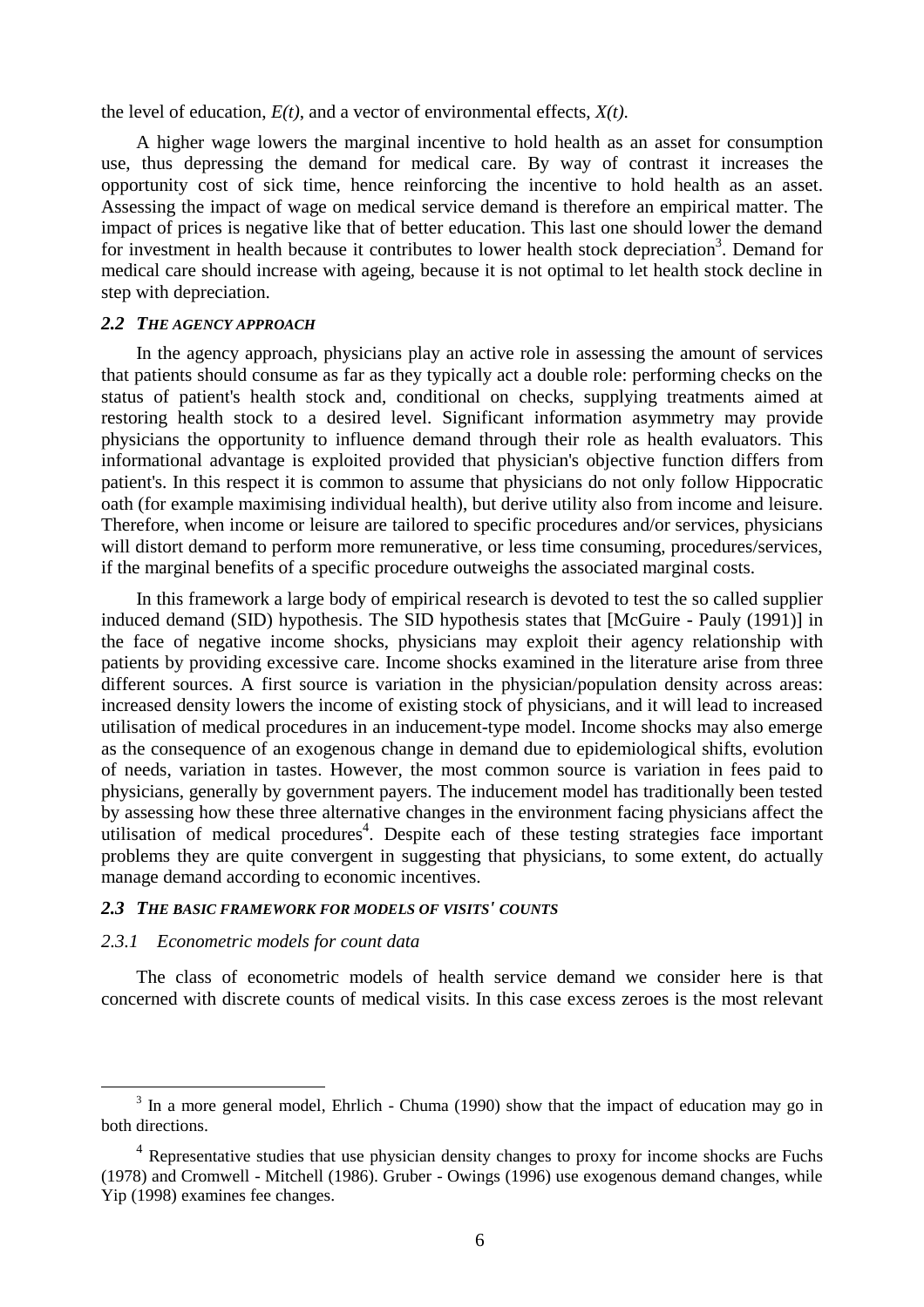the level of education, *E(t)*, and a vector of environmental effects, *X(t)*.

A higher wage lowers the marginal incentive to hold health as an asset for consumption use, thus depressing the demand for medical care. By way of contrast it increases the opportunity cost of sick time, hence reinforcing the incentive to hold health as an asset. Assessing the impact of wage on medical service demand is therefore an empirical matter. The impact of prices is negative like that of better education. This last one should lower the demand for investment in health because it contributes to lower health stock depreciation[3]. Demand for medical care should increase with ageing, because it is not optimal to let health stock decline in step with depreciation.

### 2.2 *THE AGENCY APPROACH*

In the agency approach, physicians play an active role in assessing the amount of services that patients should consume as far as they typically act a double role: performing checks on the status of patient's health stock and, conditional on checks, supplying treatments aimed at restoring health stock to a desired level. Significant information asymmetry may provide physicians the opportunity to influence demand through their role as health evaluators. This informational advantage is exploited provided that physician's objective function differs from patient's. In this respect it is common to assume that physicians do not only follow Hippocratic oath (for example maximising individual health), but derive utility also from income and leisure. Therefore, when income or leisure are tailored to specific procedures and/or services, physicians will distort demand to perform more remunerative, or less time consuming, procedures/services, if the marginal benefits of a specific procedure outweighs the associated marginal costs.

In this framework a large body of empirical research is devoted to test the so called supplier induced demand (SID) hypothesis. The SID hypothesis states that [McGuire - Pauly (1991)] in the face of negative income shocks, physicians may exploit their agency relationship with patients by providing excessive care. Income shocks examined in the literature arise from three different sources. A first source is variation in the physician/population density across areas: increased density lowers the income of existing stock of physicians, and it will lead to increased utilisation of medical procedures in an inducement-type model. Income shocks may also emerge as the consequence of an exogenous change in demand due to epidemiological shifts, evolution of needs, variation in tastes. However, the most common source is variation in fees paid to physicians, generally by government payers. The inducement model has traditionally been tested by assessing how these three alternative changes in the environment facing physicians affect the utilisation of medical procedures[4]. Despite each of these testing strategies face important problems they are quite convergent in suggesting that physicians, to some extent, do actually manage demand according to economic incentives.

### 2.3 *THE BASIC FRAMEWORK FOR MODELS OF VISITS' COUNTS*

#### 2.3.1 *Econometric models for count data*

The class of econometric models of health service demand we consider here is that concerned with discrete counts of medical visits. In this case excess zeroes is the most relevant

---

[3] In a more general model, Ehrlich - Chuma (1990) show that the impact of education may go in both directions.

[4] Representative studies that use physician density changes to proxy for income shocks are Fuchs (1978) and Cromwell - Mitchell (1986). Gruber - Owings (1996) use exogenous demand changes, while Yip (1998) examines fee changes.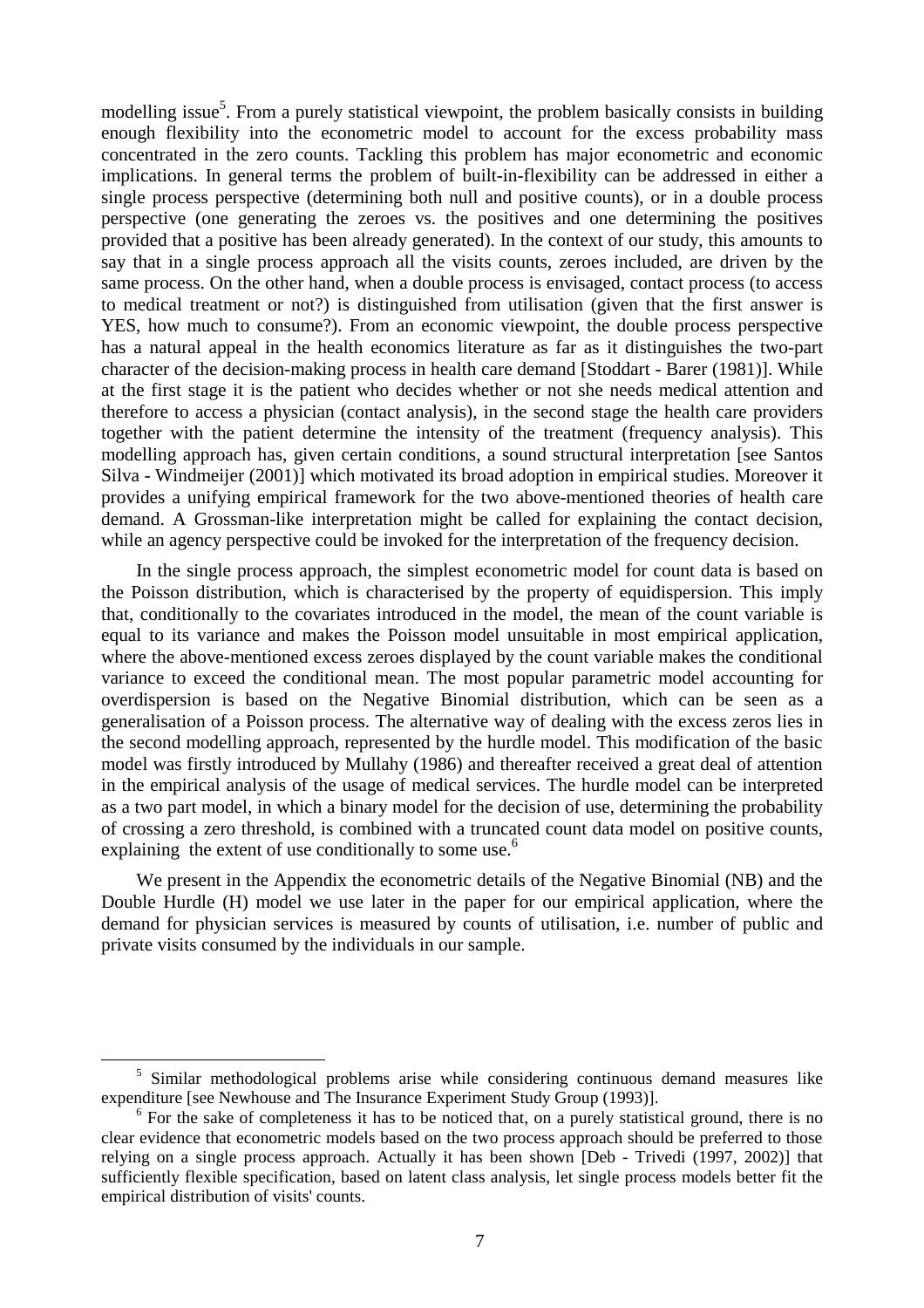modelling issue[5]. From a purely statistical viewpoint, the problem basically consists in building enough flexibility into the econometric model to account for the excess probability mass concentrated in the zero counts. Tackling this problem has major econometric and economic implications. In general terms the problem of built-in-flexibility can be addressed in either a single process perspective (determining both null and positive counts), or in a double process perspective (one generating the zeroes vs. the positives and one determining the positives provided that a positive has been already generated). In the context of our study, this amounts to say that in a single process approach all the visits counts, zeroes included, are driven by the same process. On the other hand, when a double process is envisaged, contact process (to access to medical treatment or not?) is distinguished from utilisation (given that the first answer is YES, how much to consume?). From an economic viewpoint, the double process perspective has a natural appeal in the health economics literature as far as it distinguishes the two-part character of the decision-making process in health care demand [Stoddart - Barer (1981)]. While at the first stage it is the patient who decides whether or not she needs medical attention and therefore to access a physician (contact analysis), in the second stage the health care providers together with the patient determine the intensity of the treatment (frequency analysis). This modelling approach has, given certain conditions, a sound structural interpretation [see Santos Silva - Windmeijer (2001)] which motivated its broad adoption in empirical studies. Moreover it provides a unifying empirical framework for the two above-mentioned theories of health care demand. A Grossman-like interpretation might be called for explaining the contact decision, while an agency perspective could be invoked for the interpretation of the frequency decision.

In the single process approach, the simplest econometric model for count data is based on the Poisson distribution, which is characterised by the property of equidispersion. This imply that, conditionally to the covariates introduced in the model, the mean of the count variable is equal to its variance and makes the Poisson model unsuitable in most empirical application, where the above-mentioned excess zeroes displayed by the count variable makes the conditional variance to exceed the conditional mean. The most popular parametric model accounting for overdispersion is based on the Negative Binomial distribution, which can be seen as a generalisation of a Poisson process. The alternative way of dealing with the excess zeros lies in the second modelling approach, represented by the hurdle model. This modification of the basic model was firstly introduced by Mullahy (1986) and thereafter received a great deal of attention in the empirical analysis of the usage of medical services. The hurdle model can be interpreted as a two part model, in which a binary model for the decision of use, determining the probability of crossing a zero threshold, is combined with a truncated count data model on positive counts, explaining the extent of use conditionally to some use.[6]

We present in the Appendix the econometric details of the Negative Binomial (NB) and the Double Hurdle (H) model we use later in the paper for our empirical application, where the demand for physician services is measured by counts of utilisation, i.e. number of public and private visits consumed by the individuals in our sample.

---

[5] Similar methodological problems arise while considering continuous demand measures like expenditure [see Newhouse and The Insurance Experiment Study Group (1993)].

[6] For the sake of completeness it has to be noticed that, on a purely statistical ground, there is no clear evidence that econometric models based on the two process approach should be preferred to those relying on a single process approach. Actually it has been shown [Deb - Trivedi (1997, 2002)] that sufficiently flexible specification, based on latent class analysis, let single process models better fit the empirical distribution of visits' counts.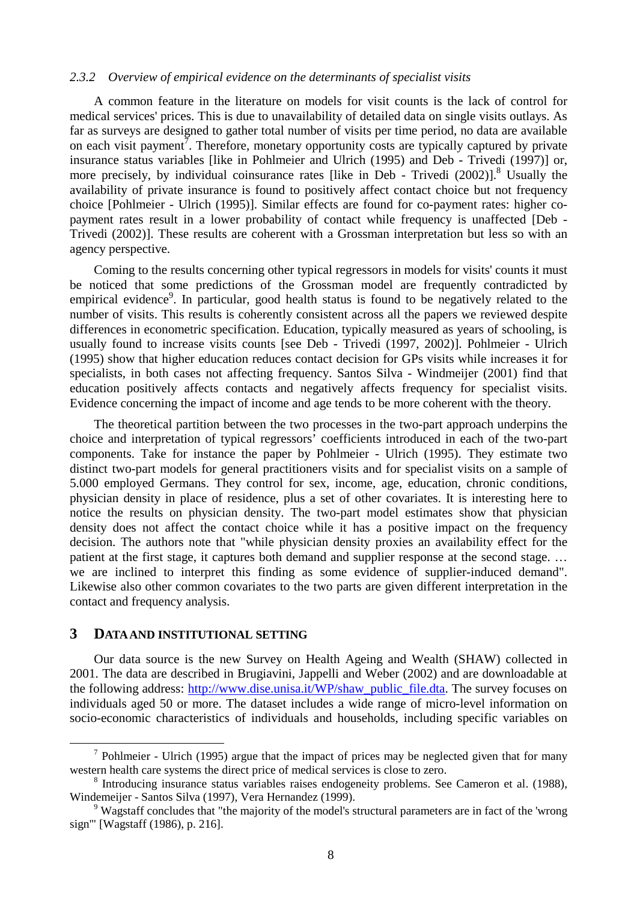### *2.3.2 Overview of empirical evidence on the determinants of specialist visits*

A common feature in the literature on models for visit counts is the lack of control for medical services' prices. This is due to unavailability of detailed data on single visits outlays. As far as surveys are designed to gather total number of visits per time period, no data are available on each visit payment[7]. Therefore, monetary opportunity costs are typically captured by private insurance status variables [like in Pohlmeier and Ulrich (1995) and Deb - Trivedi (1997)] or, more precisely, by individual coinsurance rates [like in Deb - Trivedi (2002)].[8] Usually the availability of private insurance is found to positively affect contact choice but not frequency choice [Pohlmeier - Ulrich (1995)]. Similar effects are found for co-payment rates: higher co-payment rates result in a lower probability of contact while frequency is unaffected [Deb - Trivedi (2002)]. These results are coherent with a Grossman interpretation but less so with an agency perspective.

Coming to the results concerning other typical regressors in models for visits' counts it must be noticed that some predictions of the Grossman model are frequently contradicted by empirical evidence[9]. In particular, good health status is found to be negatively related to the number of visits. This results is coherently consistent across all the papers we reviewed despite differences in econometric specification. Education, typically measured as years of schooling, is usually found to increase visits counts [see Deb - Trivedi (1997, 2002)]. Pohlmeier - Ulrich (1995) show that higher education reduces contact decision for GPs visits while increases it for specialists, in both cases not affecting frequency. Santos Silva - Windmeijer (2001) find that education positively affects contacts and negatively affects frequency for specialist visits. Evidence concerning the impact of income and age tends to be more coherent with the theory.

The theoretical partition between the two processes in the two-part approach underpins the choice and interpretation of typical regressors' coefficients introduced in each of the two-part components. Take for instance the paper by Pohlmeier - Ulrich (1995). They estimate two distinct two-part models for general practitioners visits and for specialist visits on a sample of 5.000 employed Germans. They control for sex, income, age, education, chronic conditions, physician density in place of residence, plus a set of other covariates. It is interesting here to notice the results on physician density. The two-part model estimates show that physician density does not affect the contact choice while it has a positive impact on the frequency decision. The authors note that "while physician density proxies an availability effect for the patient at the first stage, it captures both demand and supplier response at the second stage. … we are inclined to interpret this finding as some evidence of supplier-induced demand". Likewise also other common covariates to the two parts are given different interpretation in the contact and frequency analysis.

## 3 DATA AND INSTITUTIONAL SETTING

Our data source is the new Survey on Health Ageing and Wealth (SHAW) collected in 2001. The data are described in Brugiavini, Jappelli and Weber (2002) and are downloadable at the following address: http://www.dise.unisa.it/WP/shaw_public_file.dta. The survey focuses on individuals aged 50 or more. The dataset includes a wide range of micro-level information on socio-economic characteristics of individuals and households, including specific variables on

---

[7] Pohlmeier - Ulrich (1995) argue that the impact of prices may be neglected given that for many western health care systems the direct price of medical services is close to zero.

[8] Introducing insurance status variables raises endogeneity problems. See Cameron et al. (1988), Windemeijer - Santos Silva (1997), Vera Hernandez (1999).

[9] Wagstaff concludes that "the majority of the model's structural parameters are in fact of the 'wrong sign'" [Wagstaff (1986), p. 216].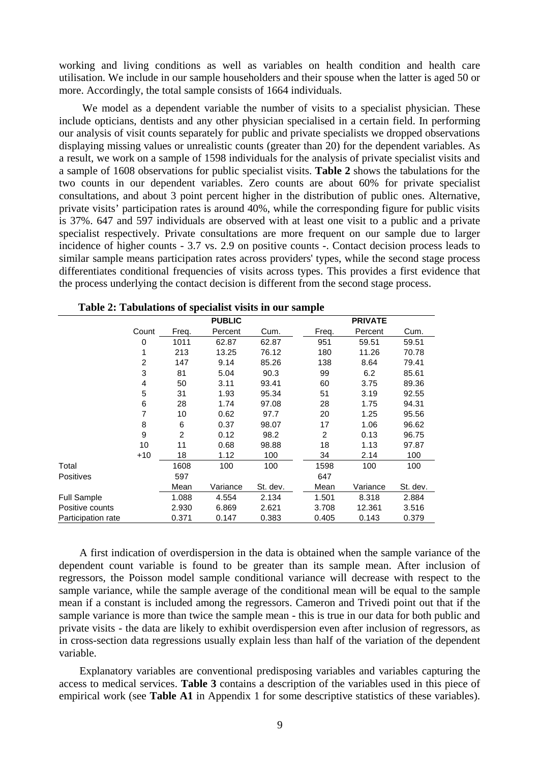working and living conditions as well as variables on health condition and health care utilisation. We include in our sample householders and their spouse when the latter is aged 50 or more. Accordingly, the total sample consists of 1664 individuals.

We model as a dependent variable the number of visits to a specialist physician. These include opticians, dentists and any other physician specialised in a certain field. In performing our analysis of visit counts separately for public and private specialists we dropped observations displaying missing values or unrealistic counts (greater than 20) for the dependent variables. As a result, we work on a sample of 1598 individuals for the analysis of private specialist visits and a sample of 1608 observations for public specialist visits. **Table 2** shows the tabulations for the two counts in our dependent variables. Zero counts are about 60% for private specialist consultations, and about 3 point percent higher in the distribution of public ones. Alternative, private visits' participation rates is around 40%, while the corresponding figure for public visits is 37%. 647 and 597 individuals are observed with at least one visit to a public and a private specialist respectively. Private consultations are more frequent on our sample due to larger incidence of higher counts - 3.7 vs. 2.9 on positive counts -. Contact decision process leads to similar sample means participation rates across providers' types, while the second stage process differentiates conditional frequencies of visits across types. This provides a first evidence that the process underlying the contact decision is different from the second stage process.

**Table 2: Tabulations of specialist visits in our sample**

| | Count | PUBLIC | | | PRIVATE | | |
|---|---|---|---|---|---|---|---|
| | | Freq. | Percent | Cum. | Freq. | Percent | Cum. |
| | 0 | 1011 | 62.87 | 62.87 | 951 | 59.51 | 59.51 |
| | 1 | 213 | 13.25 | 76.12 | 180 | 11.26 | 70.78 |
| | 2 | 147 | 9.14 | 85.26 | 138 | 8.64 | 79.41 |
| | 3 | 81 | 5.04 | 90.3 | 99 | 6.2 | 85.61 |
| | 4 | 50 | 3.11 | 93.41 | 60 | 3.75 | 89.36 |
| | 5 | 31 | 1.93 | 95.34 | 51 | 3.19 | 92.55 |
| | 6 | 28 | 1.74 | 97.08 | 28 | 1.75 | 94.31 |
| | 7 | 10 | 0.62 | 97.7 | 20 | 1.25 | 95.56 |
| | 8 | 6 | 0.37 | 98.07 | 17 | 1.06 | 96.62 |
| | 9 | 2 | 0.12 | 98.2 | 2 | 0.13 | 96.75 |
| | 10 | 11 | 0.68 | 98.88 | 18 | 1.13 | 97.87 |
| | +10 | 18 | 1.12 | 100 | 34 | 2.14 | 100 |
| Total | | 1608 | 100 | 100 | 1598 | 100 | 100 |
| Positives | | 597 | | | 647 | | |
| | | Mean | Variance | St. dev. | Mean | Variance | St. dev. |
| Full Sample | | 1.088 | 4.554 | 2.134 | 1.501 | 8.318 | 2.884 |
| Positive counts | | 2.930 | 6.869 | 2.621 | 3.708 | 12.361 | 3.516 |
| Participation rate | | 0.371 | 0.147 | 0.383 | 0.405 | 0.143 | 0.379 |

A first indication of overdispersion in the data is obtained when the sample variance of the dependent count variable is found to be greater than its sample mean. After inclusion of regressors, the Poisson model sample conditional variance will decrease with respect to the sample variance, while the sample average of the conditional mean will be equal to the sample mean if a constant is included among the regressors. Cameron and Trivedi point out that if the sample variance is more than twice the sample mean - this is true in our data for both public and private visits - the data are likely to exhibit overdispersion even after inclusion of regressors, as in cross-section data regressions usually explain less than half of the variation of the dependent variable.

Explanatory variables are conventional predisposing variables and variables capturing the access to medical services. **Table 3** contains a description of the variables used in this piece of empirical work (see **Table A1** in Appendix 1 for some descriptive statistics of these variables).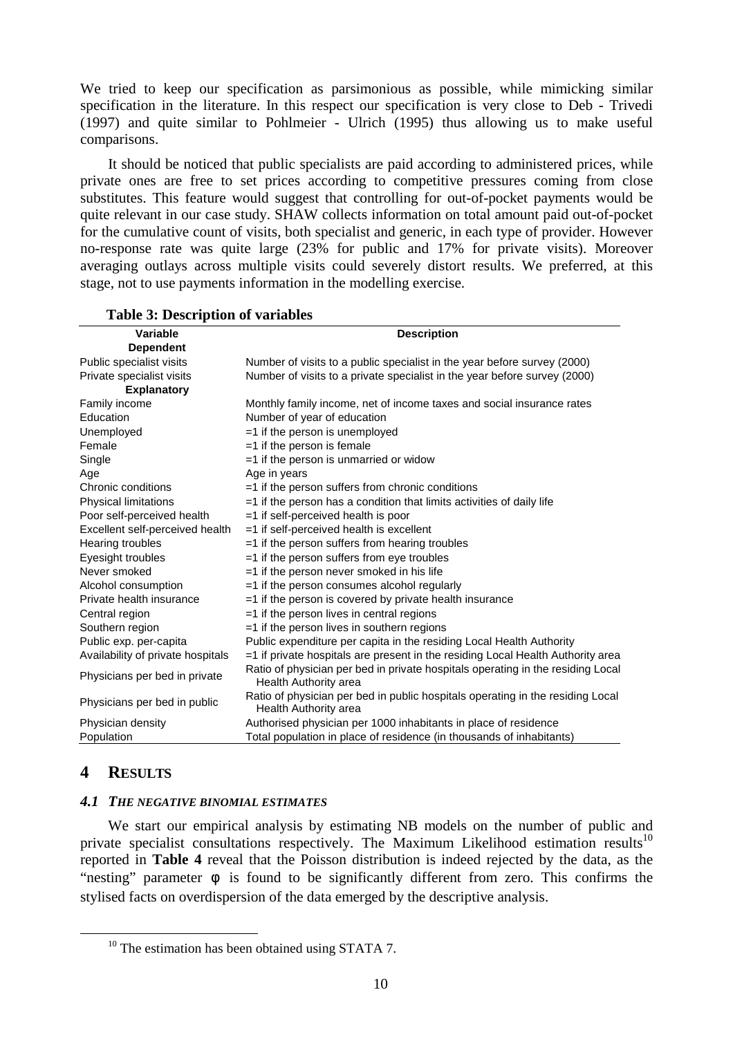We tried to keep our specification as parsimonious as possible, while mimicking similar specification in the literature. In this respect our specification is very close to Deb - Trivedi (1997) and quite similar to Pohlmeier - Ulrich (1995) thus allowing us to make useful comparisons.

It should be noticed that public specialists are paid according to administered prices, while private ones are free to set prices according to competitive pressures coming from close substitutes. This feature would suggest that controlling for out-of-pocket payments would be quite relevant in our case study. SHAW collects information on total amount paid out-of-pocket for the cumulative count of visits, both specialist and generic, in each type of provider. However no-response rate was quite large (23% for public and 17% for private visits). Moreover averaging outlays across multiple visits could severely distort results. We preferred, at this stage, not to use payments information in the modelling exercise.

**Table 3: Description of variables**

| Variable | Description |
|---|---|
| **Dependent** | |
| Public specialist visits | Number of visits to a public specialist in the year before survey (2000) |
| Private specialist visits | Number of visits to a private specialist in the year before survey (2000) |
| **Explanatory** | |
| Family income | Monthly family income, net of income taxes and social insurance rates |
| Education | Number of year of education |
| Unemployed | =1 if the person is unemployed |
| Female | =1 if the person is female |
| Single | =1 if the person is unmarried or widow |
| Age | Age in years |
| Chronic conditions | =1 if the person suffers from chronic conditions |
| Physical limitations | =1 if the person has a condition that limits activities of daily life |
| Poor self-perceived health | =1 if self-perceived health is poor |
| Excellent self-perceived health | =1 if self-perceived health is excellent |
| Hearing troubles | =1 if the person suffers from hearing troubles |
| Eyesight troubles | =1 if the person suffers from eye troubles |
| Never smoked | =1 if the person never smoked in his life |
| Alcohol consumption | =1 if the person consumes alcohol regularly |
| Private health insurance | =1 if the person is covered by private health insurance |
| Central region | =1 if the person lives in central regions |
| Southern region | =1 if the person lives in southern regions |
| Public exp. per-capita | Public expenditure per capita in the residing Local Health Authority |
| Availability of private hospitals | =1 if private hospitals are present in the residing Local Health Authority area |
| Physicians per bed in private | Ratio of physician per bed in private hospitals operating in the residing Local Health Authority area |
| Physicians per bed in public | Ratio of physician per bed in public hospitals operating in the residing Local Health Authority area |
| Physician density | Authorised physician per 1000 inhabitants in place of residence |
| Population | Total population in place of residence (in thousands of inhabitants) |

# 4 RESULTS

## 4.1 THE NEGATIVE BINOMIAL ESTIMATES

We start our empirical analysis by estimating NB models on the number of public and private specialist consultations respectively. The Maximum Likelihood estimation results[10] reported in **Table 4** reveal that the Poisson distribution is indeed rejected by the data, as the "nesting" parameter $\phi$ is found to be significantly different from zero. This confirms the stylised facts on overdispersion of the data emerged by the descriptive analysis.

[10] The estimation has been obtained using STATA 7.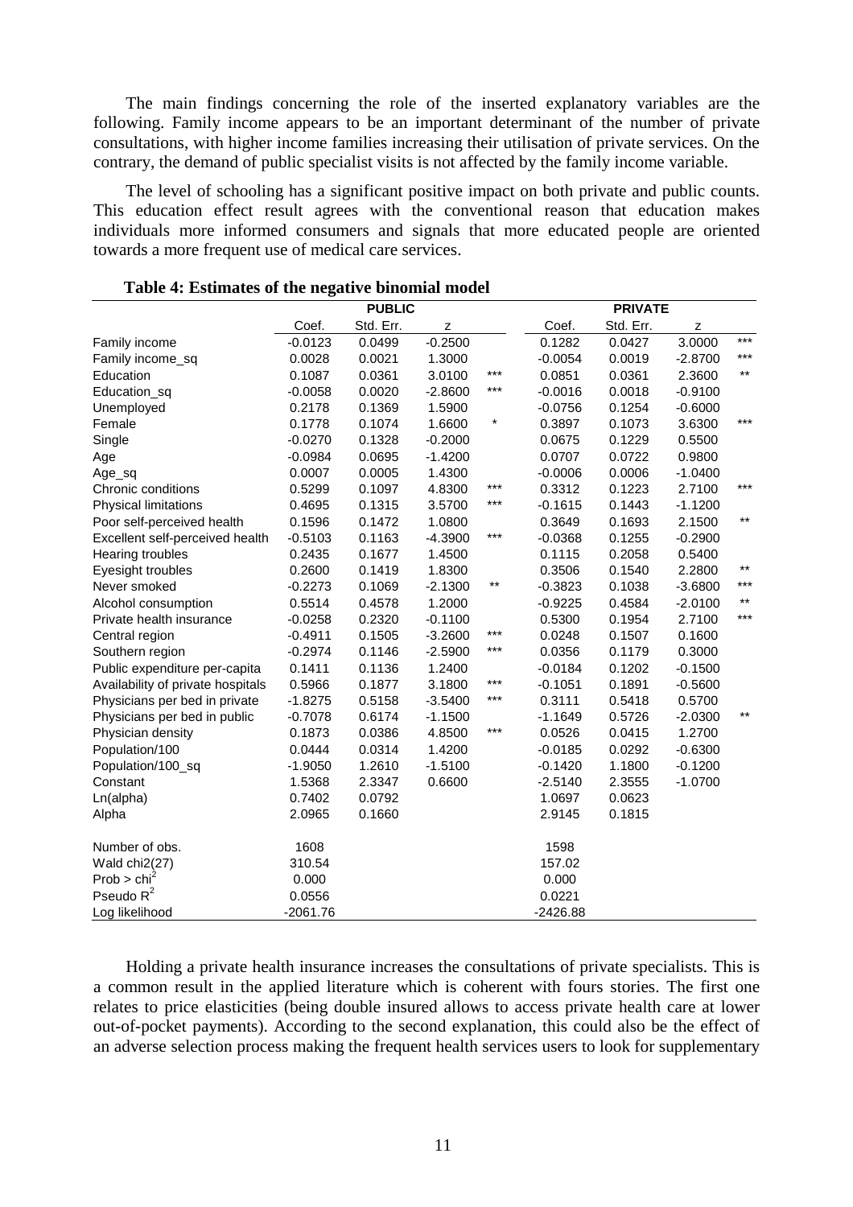The main findings concerning the role of the inserted explanatory variables are the following. Family income appears to be an important determinant of the number of private consultations, with higher income families increasing their utilisation of private services. On the contrary, the demand of public specialist visits is not affected by the family income variable.

The level of schooling has a significant positive impact on both private and public counts. This education effect result agrees with the conventional reason that education makes individuals more informed consumers and signals that more educated people are oriented towards a more frequent use of medical care services.

**Table 4: Estimates of the negative binomial model**

| | PUBLIC | | | | PRIVATE | | | |
|---|---|---|---|---|---|---|---|---|
| | Coef. | Std. Err. | z | | Coef. | Std. Err. | z | |
| Family income | -0.0123 | 0.0499 | -0.2500 | | 0.1282 | 0.0427 | 3.0000 | *** |
| Family income_sq | 0.0028 | 0.0021 | 1.3000 | | -0.0054 | 0.0019 | -2.8700 | *** |
| Education | 0.1087 | 0.0361 | 3.0100 | *** | 0.0851 | 0.0361 | 2.3600 | ** |
| Education_sq | -0.0058 | 0.0020 | -2.8600 | *** | -0.0016 | 0.0018 | -0.9100 | |
| Unemployed | 0.2178 | 0.1369 | 1.5900 | | -0.0756 | 0.1254 | -0.6000 | |
| Female | 0.1778 | 0.1074 | 1.6600 | * | 0.3897 | 0.1073 | 3.6300 | *** |
| Single | -0.0270 | 0.1328 | -0.2000 | | 0.0675 | 0.1229 | 0.5500 | |
| Age | -0.0984 | 0.0695 | -1.4200 | | 0.0707 | 0.0722 | 0.9800 | |
| Age_sq | 0.0007 | 0.0005 | 1.4300 | | -0.0006 | 0.0006 | -1.0400 | |
| Chronic conditions | 0.5299 | 0.1097 | 4.8300 | *** | 0.3312 | 0.1223 | 2.7100 | *** |
| Physical limitations | 0.4695 | 0.1315 | 3.5700 | *** | -0.1615 | 0.1443 | -1.1200 | |
| Poor self-perceived health | 0.1596 | 0.1472 | 1.0800 | | 0.3649 | 0.1693 | 2.1500 | ** |
| Excellent self-perceived health | -0.5103 | 0.1163 | -4.3900 | *** | -0.0368 | 0.1255 | -0.2900 | |
| Hearing troubles | 0.2435 | 0.1677 | 1.4500 | | 0.1115 | 0.2058 | 0.5400 | |
| Eyesight troubles | 0.2600 | 0.1419 | 1.8300 | | 0.3506 | 0.1540 | 2.2800 | ** |
| Never smoked | -0.2273 | 0.1069 | -2.1300 | ** | -0.3823 | 0.1038 | -3.6800 | *** |
| Alcohol consumption | 0.5514 | 0.4578 | 1.2000 | | -0.9225 | 0.4584 | -2.0100 | ** |
| Private health insurance | -0.0258 | 0.2320 | -0.1100 | | 0.5300 | 0.1954 | 2.7100 | *** |
| Central region | -0.4911 | 0.1505 | -3.2600 | *** | 0.0248 | 0.1507 | 0.1600 | |
| Southern region | -0.2974 | 0.1146 | -2.5900 | *** | 0.0356 | 0.1179 | 0.3000 | |
| Public expenditure per-capita | 0.1411 | 0.1136 | 1.2400 | | -0.0184 | 0.1202 | -0.1500 | |
| Availability of private hospitals | 0.5966 | 0.1877 | 3.1800 | *** | -0.1051 | 0.1891 | -0.5600 | |
| Physicians per bed in private | -1.8275 | 0.5158 | -3.5400 | *** | 0.3111 | 0.5418 | 0.5700 | |
| Physicians per bed in public | -0.7078 | 0.6174 | -1.1500 | | -1.1649 | 0.5726 | -2.0300 | ** |
| Physician density | 0.1873 | 0.0386 | 4.8500 | *** | 0.0526 | 0.0415 | 1.2700 | |
| Population/100 | 0.0444 | 0.0314 | 1.4200 | | -0.0185 | 0.0292 | -0.6300 | |
| Population/100_sq | -1.9050 | 1.2610 | -1.5100 | | -0.1420 | 1.1800 | -0.1200 | |
| Constant | 1.5368 | 2.3347 | 0.6600 | | -2.5140 | 2.3555 | -1.0700 | |
| Ln(alpha) | 0.7402 | 0.0792 | | | 1.0697 | 0.0623 | | |
| Alpha | 2.0965 | 0.1660 | | | 2.9145 | 0.1815 | | |
| Number of obs. | 1608 | | | | 1598 | | | |
| Wald chi2(27) | 310.54 | | | | 157.02 | | | |
| Prob > $chi^2$ | 0.000 | | | | 0.000 | | | |
| Pseudo $R^2$ | 0.0556 | | | | 0.0221 | | | |
| Log likelihood | -2061.76 | | | | -2426.88 | | | |

Holding a private health insurance increases the consultations of private specialists. This is a common result in the applied literature which is coherent with fours stories. The first one relates to price elasticities (being double insured allows to access private health care at lower out-of-pocket payments). According to the second explanation, this could also be the effect of an adverse selection process making the frequent health services users to look for supplementary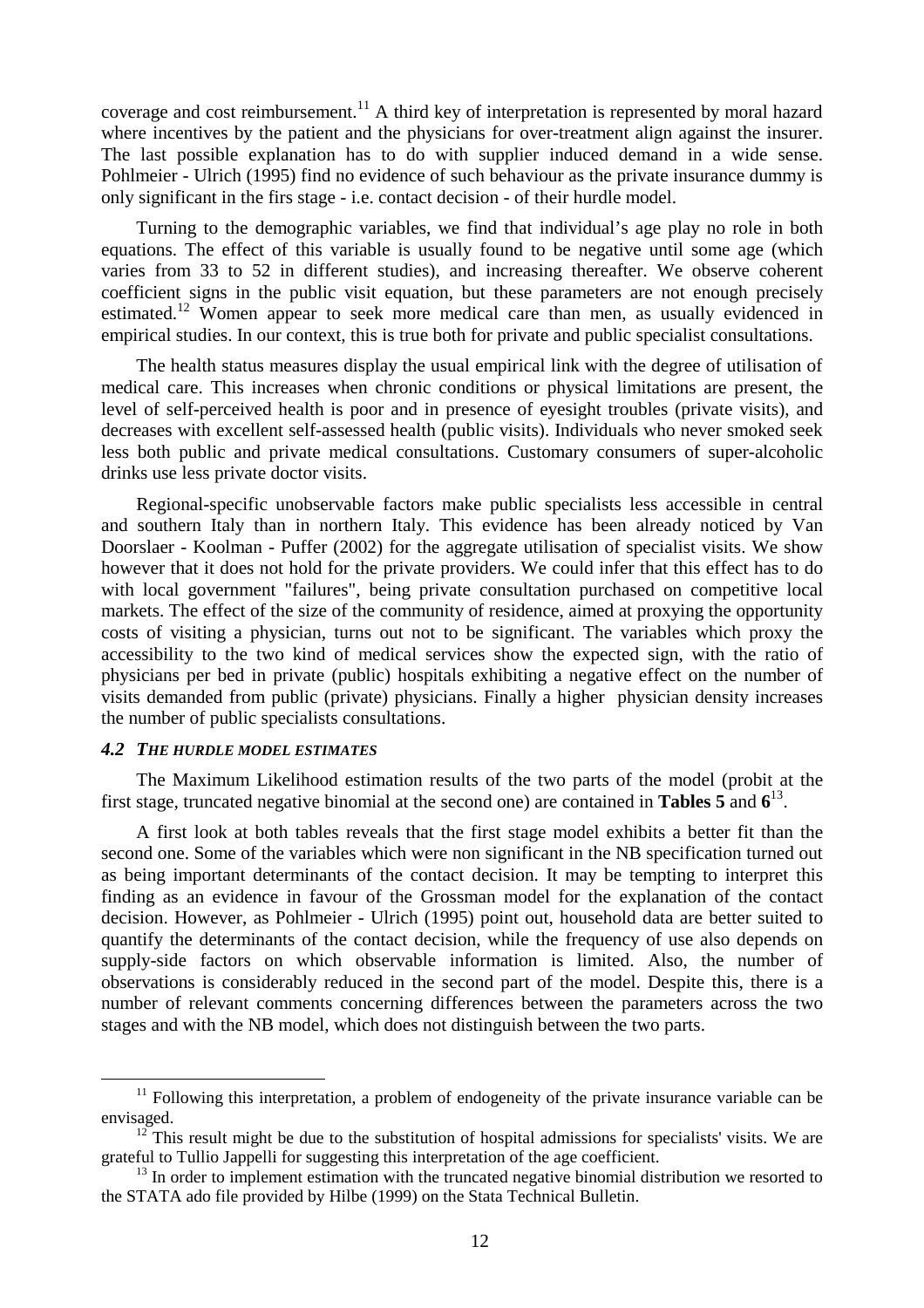coverage and cost reimbursement.[11] A third key of interpretation is represented by moral hazard where incentives by the patient and the physicians for over-treatment align against the insurer. The last possible explanation has to do with supplier induced demand in a wide sense. Pohlmeier - Ulrich (1995) find no evidence of such behaviour as the private insurance dummy is only significant in the firs stage - i.e. contact decision - of their hurdle model.

Turning to the demographic variables, we find that individual's age play no role in both equations. The effect of this variable is usually found to be negative until some age (which varies from 33 to 52 in different studies), and increasing thereafter. We observe coherent coefficient signs in the public visit equation, but these parameters are not enough precisely estimated.[12] Women appear to seek more medical care than men, as usually evidenced in empirical studies. In our context, this is true both for private and public specialist consultations.

The health status measures display the usual empirical link with the degree of utilisation of medical care. This increases when chronic conditions or physical limitations are present, the level of self-perceived health is poor and in presence of eyesight troubles (private visits), and decreases with excellent self-assessed health (public visits). Individuals who never smoked seek less both public and private medical consultations. Customary consumers of super-alcoholic drinks use less private doctor visits.

Regional-specific unobservable factors make public specialists less accessible in central and southern Italy than in northern Italy. This evidence has been already noticed by Van Doorslaer - Koolman - Puffer (2002) for the aggregate utilisation of specialist visits. We show however that it does not hold for the private providers. We could infer that this effect has to do with local government "failures", being private consultation purchased on competitive local markets. The effect of the size of the community of residence, aimed at proxying the opportunity costs of visiting a physician, turns out not to be significant. The variables which proxy the accessibility to the two kind of medical services show the expected sign, with the ratio of physicians per bed in private (public) hospitals exhibiting a negative effect on the number of visits demanded from public (private) physicians. Finally a higher physician density increases the number of public specialists consultations.

### *4.2 THE HURDLE MODEL ESTIMATES*

The Maximum Likelihood estimation results of the two parts of the model (probit at the first stage, truncated negative binomial at the second one) are contained in **Tables 5** and **6**[13].

A first look at both tables reveals that the first stage model exhibits a better fit than the second one. Some of the variables which were non significant in the NB specification turned out as being important determinants of the contact decision. It may be tempting to interpret this finding as an evidence in favour of the Grossman model for the explanation of the contact decision. However, as Pohlmeier - Ulrich (1995) point out, household data are better suited to quantify the determinants of the contact decision, while the frequency of use also depends on supply-side factors on which observable information is limited. Also, the number of observations is considerably reduced in the second part of the model. Despite this, there is a number of relevant comments concerning differences between the parameters across the two stages and with the NB model, which does not distinguish between the two parts.

---

[11] Following this interpretation, a problem of endogeneity of the private insurance variable can be envisaged.

[12] This result might be due to the substitution of hospital admissions for specialists' visits. We are grateful to Tullio Jappelli for suggesting this interpretation of the age coefficient.

[13] In order to implement estimation with the truncated negative binomial distribution we resorted to the STATA ado file provided by Hilbe (1999) on the Stata Technical Bulletin.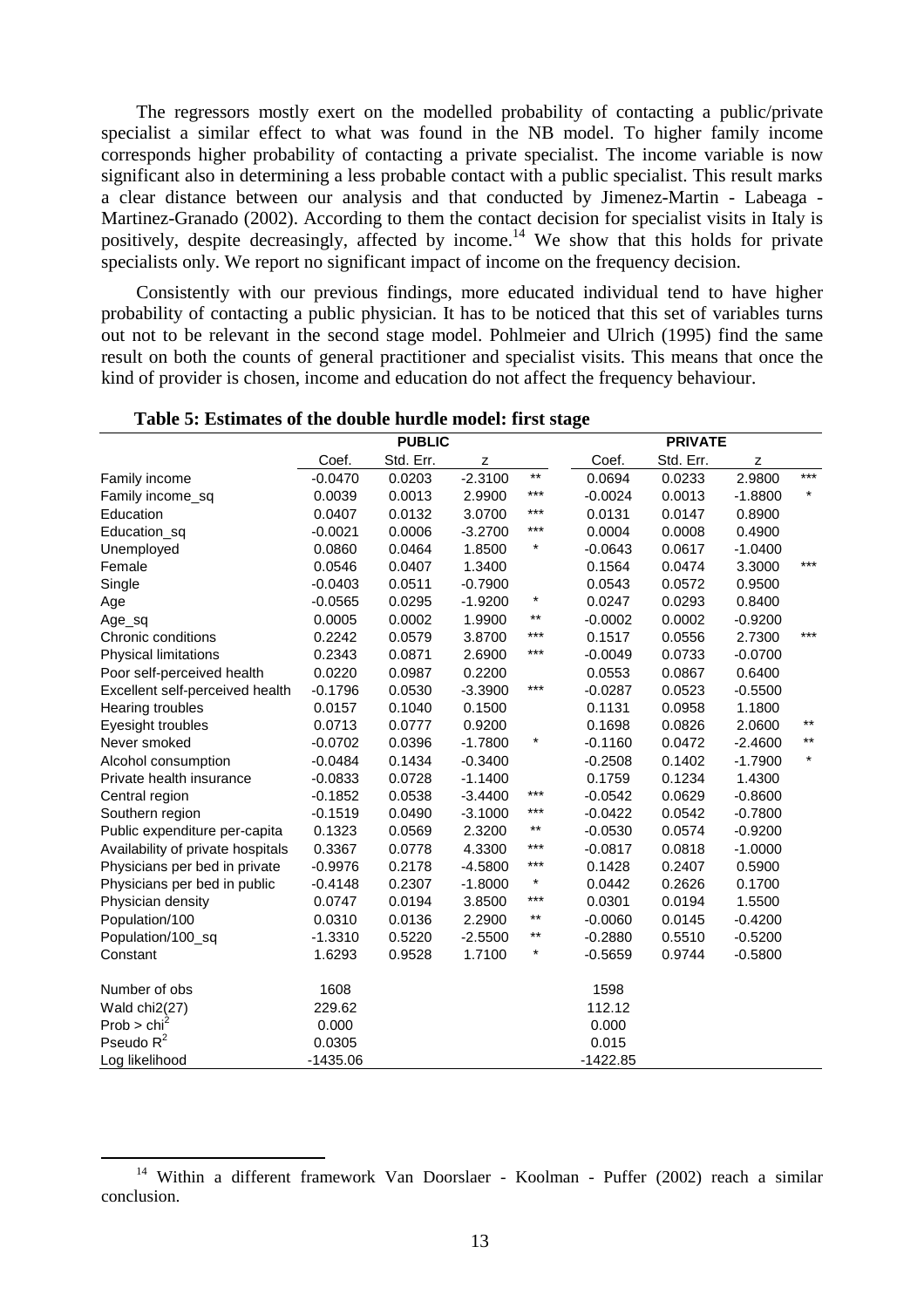The regressors mostly exert on the modelled probability of contacting a public/private specialist a similar effect to what was found in the NB model. To higher family income corresponds higher probability of contacting a private specialist. The income variable is now significant also in determining a less probable contact with a public specialist. This result marks a clear distance between our analysis and that conducted by Jimenez-Martin - Labeaga - Martinez-Granado (2002). According to them the contact decision for specialist visits in Italy is positively, despite decreasingly, affected by income.[14] We show that this holds for private specialists only. We report no significant impact of income on the frequency decision.

Consistently with our previous findings, more educated individual tend to have higher probability of contacting a public physician. It has to be noticed that this set of variables turns out not to be relevant in the second stage model. Pohlmeier and Ulrich (1995) find the same result on both the counts of general practitioner and specialist visits. This means that once the kind of provider is chosen, income and education do not affect the frequency behaviour.

**Table 5: Estimates of the double hurdle model: first stage**

| | PUBLIC | | | | PRIVATE | | | |
|---|---|---|---|---|---|---|---|---|
| | Coef. | Std. Err. | z | | Coef. | Std. Err. | z | |
| Family income | -0.0470 | 0.0203 | -2.3100 | ** | 0.0694 | 0.0233 | 2.9800 | *** |
| Family income_sq | 0.0039 | 0.0013 | 2.9900 | *** | -0.0024 | 0.0013 | -1.8800 | * |
| Education | 0.0407 | 0.0132 | 3.0700 | *** | 0.0131 | 0.0147 | 0.8900 | |
| Education_sq | -0.0021 | 0.0006 | -3.2700 | *** | 0.0004 | 0.0008 | 0.4900 | |
| Unemployed | 0.0860 | 0.0464 | 1.8500 | * | -0.0643 | 0.0617 | -1.0400 | |
| Female | 0.0546 | 0.0407 | 1.3400 | | 0.1564 | 0.0474 | 3.3000 | *** |
| Single | -0.0403 | 0.0511 | -0.7900 | | 0.0543 | 0.0572 | 0.9500 | |
| Age | -0.0565 | 0.0295 | -1.9200 | * | 0.0247 | 0.0293 | 0.8400 | |
| Age_sq | 0.0005 | 0.0002 | 1.9900 | ** | -0.0002 | 0.0002 | -0.9200 | |
| Chronic conditions | 0.2242 | 0.0579 | 3.8700 | *** | 0.1517 | 0.0556 | 2.7300 | *** |
| Physical limitations | 0.2343 | 0.0871 | 2.6900 | *** | -0.0049 | 0.0733 | -0.0700 | |
| Poor self-perceived health | 0.0220 | 0.0987 | 0.2200 | | 0.0553 | 0.0867 | 0.6400 | |
| Excellent self-perceived health | -0.1796 | 0.0530 | -3.3900 | *** | -0.0287 | 0.0523 | -0.5500 | |
| Hearing troubles | 0.0157 | 0.1040 | 0.1500 | | 0.1131 | 0.0958 | 1.1800 | |
| Eyesight troubles | 0.0713 | 0.0777 | 0.9200 | | 0.1698 | 0.0826 | 2.0600 | ** |
| Never smoked | -0.0702 | 0.0396 | -1.7800 | * | -0.1160 | 0.0472 | -2.4600 | ** |
| Alcohol consumption | -0.0484 | 0.1434 | -0.3400 | | -0.2508 | 0.1402 | -1.7900 | * |
| Private health insurance | -0.0833 | 0.0728 | -1.1400 | | 0.1759 | 0.1234 | 1.4300 | |
| Central region | -0.1852 | 0.0538 | -3.4400 | *** | -0.0542 | 0.0629 | -0.8600 | |
| Southern region | -0.1519 | 0.0490 | -3.1000 | *** | -0.0422 | 0.0542 | -0.7800 | |
| Public expenditure per-capita | 0.1323 | 0.0569 | 2.3200 | ** | -0.0530 | 0.0574 | -0.9200 | |
| Availability of private hospitals | 0.3367 | 0.0778 | 4.3300 | *** | -0.0817 | 0.0818 | -1.0000 | |
| Physicians per bed in private | -0.9976 | 0.2178 | -4.5800 | *** | 0.1428 | 0.2407 | 0.5900 | |
| Physicians per bed in public | -0.4148 | 0.2307 | -1.8000 | * | 0.0442 | 0.2626 | 0.1700 | |
| Physician density | 0.0747 | 0.0194 | 3.8500 | *** | 0.0301 | 0.0194 | 1.5500 | |
| Population/100 | 0.0310 | 0.0136 | 2.2900 | ** | -0.0060 | 0.0145 | -0.4200 | |
| Population/100_sq | -1.3310 | 0.5220 | -2.5500 | ** | -0.2880 | 0.5510 | -0.5200 | |
| Constant | 1.6293 | 0.9528 | 1.7100 | * | -0.5659 | 0.9744 | -0.5800 | |
| | | | | | | | | |
| Number of obs | 1608 | | | | 1598 | | | |
| Wald chi2(27) | 229.62 | | | | 112.12 | | | |
| Prob > $chi^2$ | 0.000 | | | | 0.000 | | | |
| Pseudo $R^2$ | 0.0305 | | | | 0.015 | | | |
| Log likelihood | -1435.06 | | | | -1422.85 | | | |

[14] Within a different framework Van Doorslaer - Koolman - Puffer (2002) reach a similar conclusion.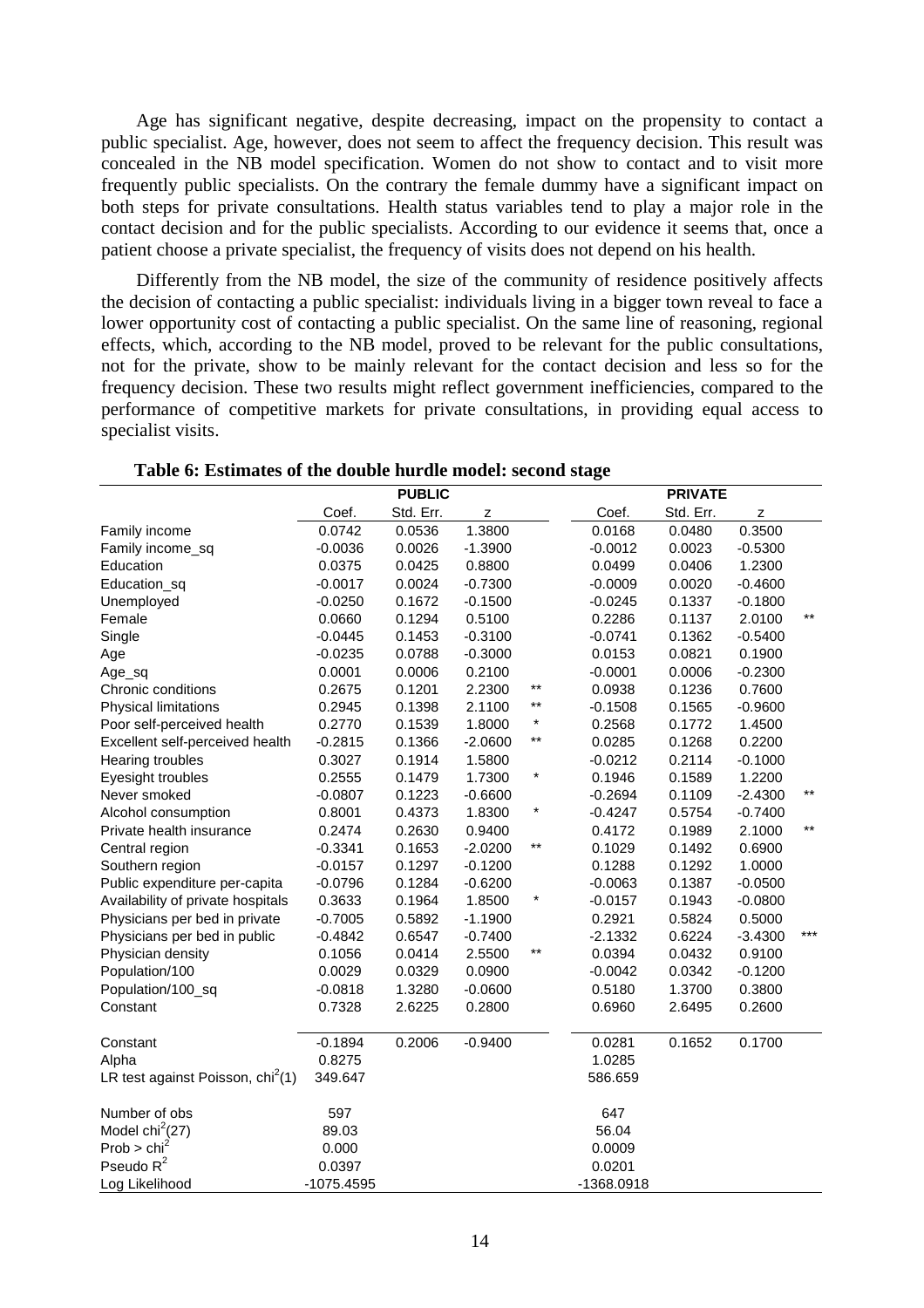Age has significant negative, despite decreasing, impact on the propensity to contact a public specialist. Age, however, does not seem to affect the frequency decision. This result was concealed in the NB model specification. Women do not show to contact and to visit more frequently public specialists. On the contrary the female dummy have a significant impact on both steps for private consultations. Health status variables tend to play a major role in the contact decision and for the public specialists. According to our evidence it seems that, once a patient choose a private specialist, the frequency of visits does not depend on his health.

Differently from the NB model, the size of the community of residence positively affects the decision of contacting a public specialist: individuals living in a bigger town reveal to face a lower opportunity cost of contacting a public specialist. On the same line of reasoning, regional effects, which, according to the NB model, proved to be relevant for the public consultations, not for the private, show to be mainly relevant for the contact decision and less so for the frequency decision. These two results might reflect government inefficiencies, compared to the performance of competitive markets for private consultations, in providing equal access to specialist visits.

**Table 6: Estimates of the double hurdle model: second stage**

| | PUBLIC | | | | PRIVATE | | | |
|---|---|---|---|---|---|---|---|---|
| | Coef. | Std. Err. | z | | Coef. | Std. Err. | z | |
| Family income | 0.0742 | 0.0536 | 1.3800 | | 0.0168 | 0.0480 | 0.3500 | |
| Family income_sq | -0.0036 | 0.0026 | -1.3900 | | -0.0012 | 0.0023 | -0.5300 | |
| Education | 0.0375 | 0.0425 | 0.8800 | | 0.0499 | 0.0406 | 1.2300 | |
| Education_sq | -0.0017 | 0.0024 | -0.7300 | | -0.0009 | 0.0020 | -0.4600 | |
| Unemployed | -0.0250 | 0.1672 | -0.1500 | | -0.0245 | 0.1337 | -0.1800 | |
| Female | 0.0660 | 0.1294 | 0.5100 | | 0.2286 | 0.1137 | 2.0100 | ** |
| Single | -0.0445 | 0.1453 | -0.3100 | | -0.0741 | 0.1362 | -0.5400 | |
| Age | -0.0235 | 0.0788 | -0.3000 | | 0.0153 | 0.0821 | 0.1900 | |
| Age_sq | 0.0001 | 0.0006 | 0.2100 | | -0.0001 | 0.0006 | -0.2300 | |
| Chronic conditions | 0.2675 | 0.1201 | 2.2300 | ** | 0.0938 | 0.1236 | 0.7600 | |
| Physical limitations | 0.2945 | 0.1398 | 2.1100 | ** | -0.1508 | 0.1565 | -0.9600 | |
| Poor self-perceived health | 0.2770 | 0.1539 | 1.8000 | * | 0.2568 | 0.1772 | 1.4500 | |
| Excellent self-perceived health | -0.2815 | 0.1366 | -2.0600 | ** | 0.0285 | 0.1268 | 0.2200 | |
| Hearing troubles | 0.3027 | 0.1914 | 1.5800 | | -0.0212 | 0.2114 | -0.1000 | |
| Eyesight troubles | 0.2555 | 0.1479 | 1.7300 | * | 0.1946 | 0.1589 | 1.2200 | |
| Never smoked | -0.0807 | 0.1223 | -0.6600 | | -0.2694 | 0.1109 | -2.4300 | ** |
| Alcohol consumption | 0.8001 | 0.4373 | 1.8300 | * | -0.4247 | 0.5754 | -0.7400 | |
| Private health insurance | 0.2474 | 0.2630 | 0.9400 | | 0.4172 | 0.1989 | 2.1000 | ** |
| Central region | -0.3341 | 0.1653 | -2.0200 | ** | 0.1029 | 0.1492 | 0.6900 | |
| Southern region | -0.0157 | 0.1297 | -0.1200 | | 0.1288 | 0.1292 | 1.0000 | |
| Public expenditure per-capita | -0.0796 | 0.1284 | -0.6200 | | -0.0063 | 0.1387 | -0.0500 | |
| Availability of private hospitals | 0.3633 | 0.1964 | 1.8500 | * | -0.0157 | 0.1943 | -0.0800 | |
| Physicians per bed in private | -0.7005 | 0.5892 | -1.1900 | | 0.2921 | 0.5824 | 0.5000 | |
| Physicians per bed in public | -0.4842 | 0.6547 | -0.7400 | | -2.1332 | 0.6224 | -3.4300 | *** |
| Physician density | 0.1056 | 0.0414 | 2.5500 | ** | 0.0394 | 0.0432 | 0.9100 | |
| Population/100 | 0.0029 | 0.0329 | 0.0900 | | -0.0042 | 0.0342 | -0.1200 | |
| Population/100_sq | -0.0818 | 1.3280 | -0.0600 | | 0.5180 | 1.3700 | 0.3800 | |
| Constant | 0.7328 | 2.6225 | 0.2800 | | 0.6960 | 2.6495 | 0.2600 | |
| Constant | -0.1894 | 0.2006 | -0.9400 | | 0.0281 | 0.1652 | 0.1700 | |
| Alpha | 0.8275 | | | | 1.0285 | | | |
| LR test against Poisson, $chi^2(1)$ | 349.647 | | | | 586.659 | | | |
| Number of obs | 597 | | | | 647 | | | |
| Model $chi^2(27)$ | 89.03 | | | | 56.04 | | | |
| Prob > $chi^2$ | 0.000 | | | | 0.0009 | | | |
| Pseudo $R^2$ | 0.0397 | | | | 0.0201 | | | |
| Log Likelihood | -1075.4595 | | | | -1368.0918 | | | |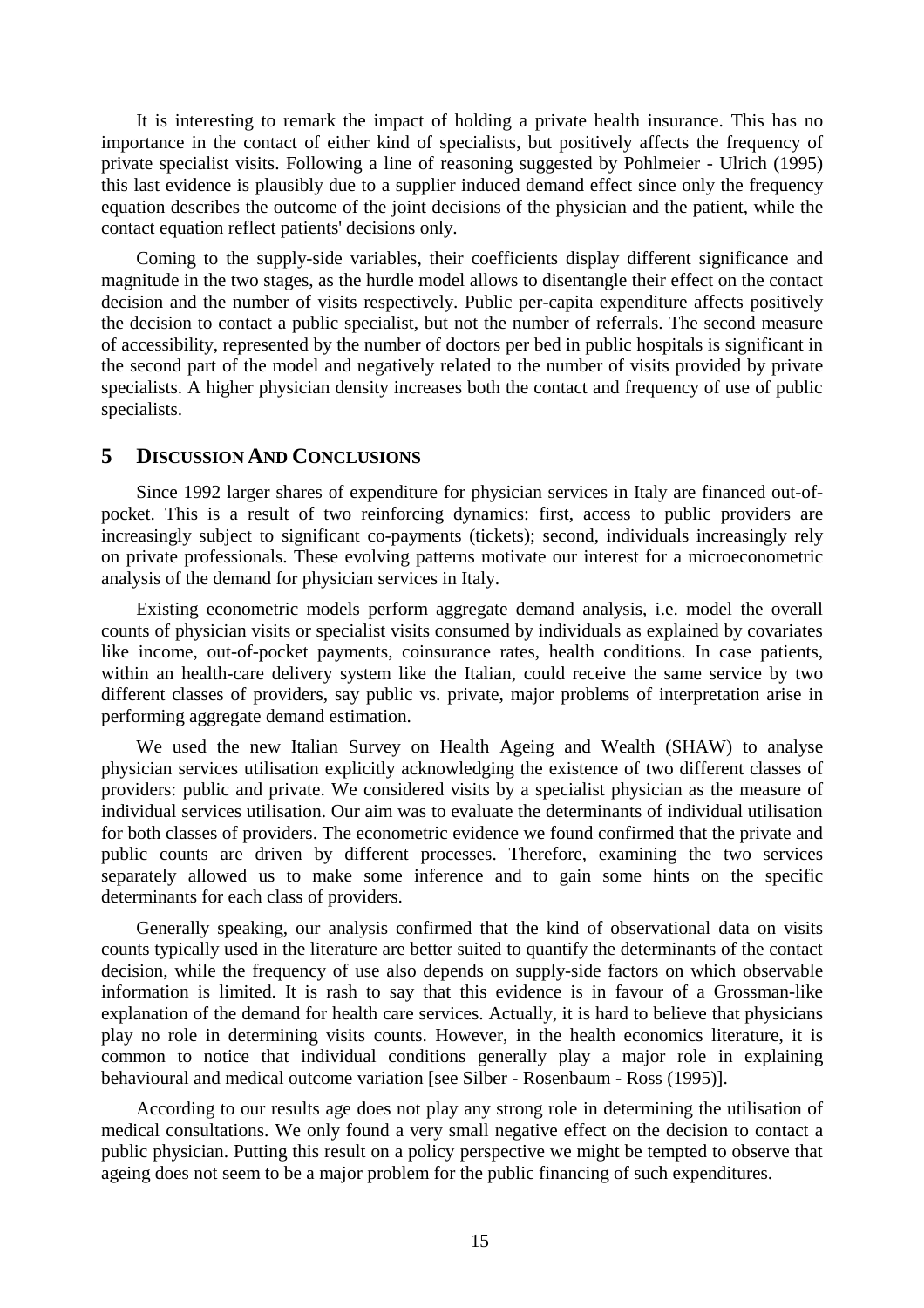It is interesting to remark the impact of holding a private health insurance. This has no importance in the contact of either kind of specialists, but positively affects the frequency of private specialist visits. Following a line of reasoning suggested by Pohlmeier - Ulrich (1995) this last evidence is plausibly due to a supplier induced demand effect since only the frequency equation describes the outcome of the joint decisions of the physician and the patient, while the contact equation reflect patients' decisions only.

Coming to the supply-side variables, their coefficients display different significance and magnitude in the two stages, as the hurdle model allows to disentangle their effect on the contact decision and the number of visits respectively. Public per-capita expenditure affects positively the decision to contact a public specialist, but not the number of referrals. The second measure of accessibility, represented by the number of doctors per bed in public hospitals is significant in the second part of the model and negatively related to the number of visits provided by private specialists. A higher physician density increases both the contact and frequency of use of public specialists.

## 5 Discussion And Conclusions

Since 1992 larger shares of expenditure for physician services in Italy are financed out-of-pocket. This is a result of two reinforcing dynamics: first, access to public providers are increasingly subject to significant co-payments (tickets); second, individuals increasingly rely on private professionals. These evolving patterns motivate our interest for a microeconometric analysis of the demand for physician services in Italy.

Existing econometric models perform aggregate demand analysis, i.e. model the overall counts of physician visits or specialist visits consumed by individuals as explained by covariates like income, out-of-pocket payments, coinsurance rates, health conditions. In case patients, within an health-care delivery system like the Italian, could receive the same service by two different classes of providers, say public vs. private, major problems of interpretation arise in performing aggregate demand estimation.

We used the new Italian Survey on Health Ageing and Wealth (SHAW) to analyse physician services utilisation explicitly acknowledging the existence of two different classes of providers: public and private. We considered visits by a specialist physician as the measure of individual services utilisation. Our aim was to evaluate the determinants of individual utilisation for both classes of providers. The econometric evidence we found confirmed that the private and public counts are driven by different processes. Therefore, examining the two services separately allowed us to make some inference and to gain some hints on the specific determinants for each class of providers.

Generally speaking, our analysis confirmed that the kind of observational data on visits counts typically used in the literature are better suited to quantify the determinants of the contact decision, while the frequency of use also depends on supply-side factors on which observable information is limited. It is rash to say that this evidence is in favour of a Grossman-like explanation of the demand for health care services. Actually, it is hard to believe that physicians play no role in determining visits counts. However, in the health economics literature, it is common to notice that individual conditions generally play a major role in explaining behavioural and medical outcome variation [see Silber - Rosenbaum - Ross (1995)].

According to our results age does not play any strong role in determining the utilisation of medical consultations. We only found a very small negative effect on the decision to contact a public physician. Putting this result on a policy perspective we might be tempted to observe that ageing does not seem to be a major problem for the public financing of such expenditures.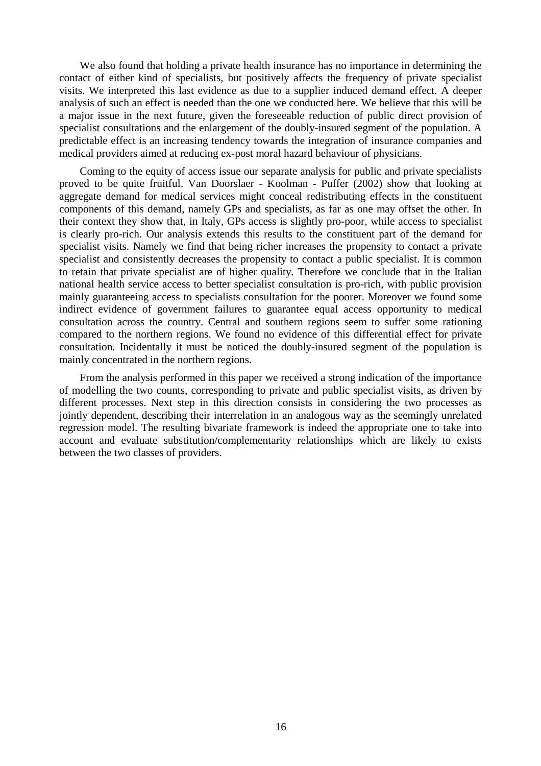We also found that holding a private health insurance has no importance in determining the contact of either kind of specialists, but positively affects the frequency of private specialist visits. We interpreted this last evidence as due to a supplier induced demand effect. A deeper analysis of such an effect is needed than the one we conducted here. We believe that this will be a major issue in the next future, given the foreseeable reduction of public direct provision of specialist consultations and the enlargement of the doubly-insured segment of the population. A predictable effect is an increasing tendency towards the integration of insurance companies and medical providers aimed at reducing ex-post moral hazard behaviour of physicians.

Coming to the equity of access issue our separate analysis for public and private specialists proved to be quite fruitful. Van Doorslaer - Koolman - Puffer (2002) show that looking at aggregate demand for medical services might conceal redistributing effects in the constituent components of this demand, namely GPs and specialists, as far as one may offset the other. In their context they show that, in Italy, GPs access is slightly pro-poor, while access to specialist is clearly pro-rich. Our analysis extends this results to the constituent part of the demand for specialist visits. Namely we find that being richer increases the propensity to contact a private specialist and consistently decreases the propensity to contact a public specialist. It is common to retain that private specialist are of higher quality. Therefore we conclude that in the Italian national health service access to better specialist consultation is pro-rich, with public provision mainly guaranteeing access to specialists consultation for the poorer. Moreover we found some indirect evidence of government failures to guarantee equal access opportunity to medical consultation across the country. Central and southern regions seem to suffer some rationing compared to the northern regions. We found no evidence of this differential effect for private consultation. Incidentally it must be noticed the doubly-insured segment of the population is mainly concentrated in the northern regions.

From the analysis performed in this paper we received a strong indication of the importance of modelling the two counts, corresponding to private and public specialist visits, as driven by different processes. Next step in this direction consists in considering the two processes as jointly dependent, describing their interrelation in an analogous way as the seemingly unrelated regression model. The resulting bivariate framework is indeed the appropriate one to take into account and evaluate substitution/complementarity relationships which are likely to exists between the two classes of providers.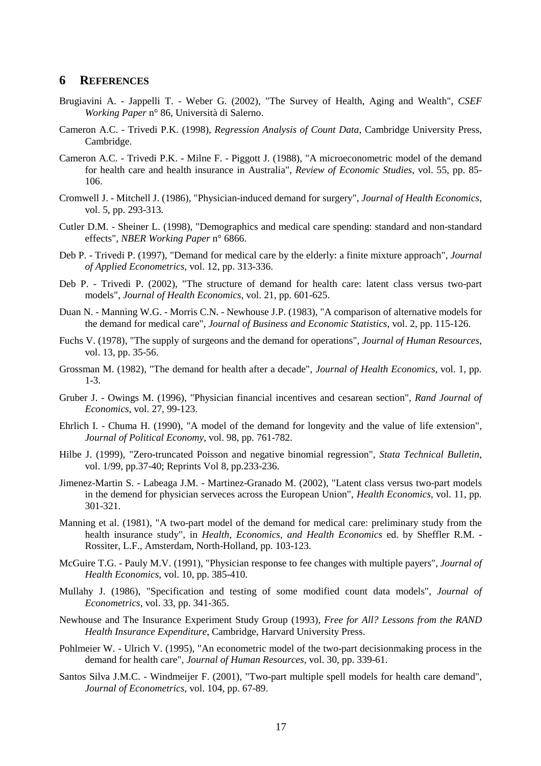## 6 REFERENCES

Brugiavini A. - Jappelli T. - Weber G. (2002), "The Survey of Health, Aging and Wealth", *CSEF Working Paper* n° 86, Università di Salerno.

Cameron A.C. - Trivedi P.K. (1998), *Regression Analysis of Count Data*, Cambridge University Press, Cambridge.

Cameron A.C. - Trivedi P.K. - Milne F. - Piggott J. (1988), "A microeconometric model of the demand for health care and health insurance in Australia", *Review of Economic Studies*, vol. 55, pp. 85-106.

Cromwell J. - Mitchell J. (1986), "Physician-induced demand for surgery", *Journal of Health Economics*, vol. 5, pp. 293-313.

Cutler D.M. - Sheiner L. (1998), "Demographics and medical care spending: standard and non-standard effects", *NBER Working Paper* n° 6866.

Deb P. - Trivedi P. (1997), "Demand for medical care by the elderly: a finite mixture approach", *Journal of Applied Econometrics*, vol. 12, pp. 313-336.

Deb P. - Trivedi P. (2002), "The structure of demand for health care: latent class versus two-part models", *Journal of Health Economics*, vol. 21, pp. 601-625.

Duan N. - Manning W.G. - Morris C.N. - Newhouse J.P. (1983), "A comparison of alternative models for the demand for medical care", *Journal of Business and Economic Statistics*, vol. 2, pp. 115-126.

Fuchs V. (1978), "The supply of surgeons and the demand for operations", *Journal of Human Resources*, vol. 13, pp. 35-56.

Grossman M. (1982), "The demand for health after a decade", *Journal of Health Economics*, vol. 1, pp. 1-3.

Gruber J. - Owings M. (1996), "Physician financial incentives and cesarean section", *Rand Journal of Economics*, vol. 27, 99-123.

Ehrlich I. - Chuma H. (1990), "A model of the demand for longevity and the value of life extension", *Journal of Political Economy*, vol. 98, pp. 761-782.

Hilbe J. (1999), "Zero-truncated Poisson and negative binomial regression", *Stata Technical Bulletin*, vol. 1/99, pp.37-40; Reprints Vol 8, pp.233-236.

Jimenez-Martin S. - Labeaga J.M. - Martinez-Granado M. (2002), "Latent class versus two-part models in the demend for physician serveces across the European Union", *Health Economics*, vol. 11, pp. 301-321.

Manning et al. (1981), "A two-part model of the demand for medical care: preliminary study from the health insurance study", in *Health, Economics, and Health Economics* ed. by Sheffler R.M. - Rossiter, L.F., Amsterdam, North-Holland, pp. 103-123.

McGuire T.G. - Pauly M.V. (1991), "Physician response to fee changes with multiple payers", *Journal of Health Economics*, vol. 10, pp. 385-410.

Mullahy J. (1986), "Specification and testing of some modified count data models", *Journal of Econometrics*, vol. 33, pp. 341-365.

Newhouse and The Insurance Experiment Study Group (1993), *Free for All? Lessons from the RAND Health Insurance Expenditure*, Cambridge, Harvard University Press.

Pohlmeier W. - Ulrich V. (1995), "An econometric model of the two-part decisionmaking process in the demand for health care", *Journal of Human Resources*, vol. 30, pp. 339-61.

Santos Silva J.M.C. - Windmeijer F. (2001), "Two-part multiple spell models for health care demand", *Journal of Econometrics*, vol. 104, pp. 67-89.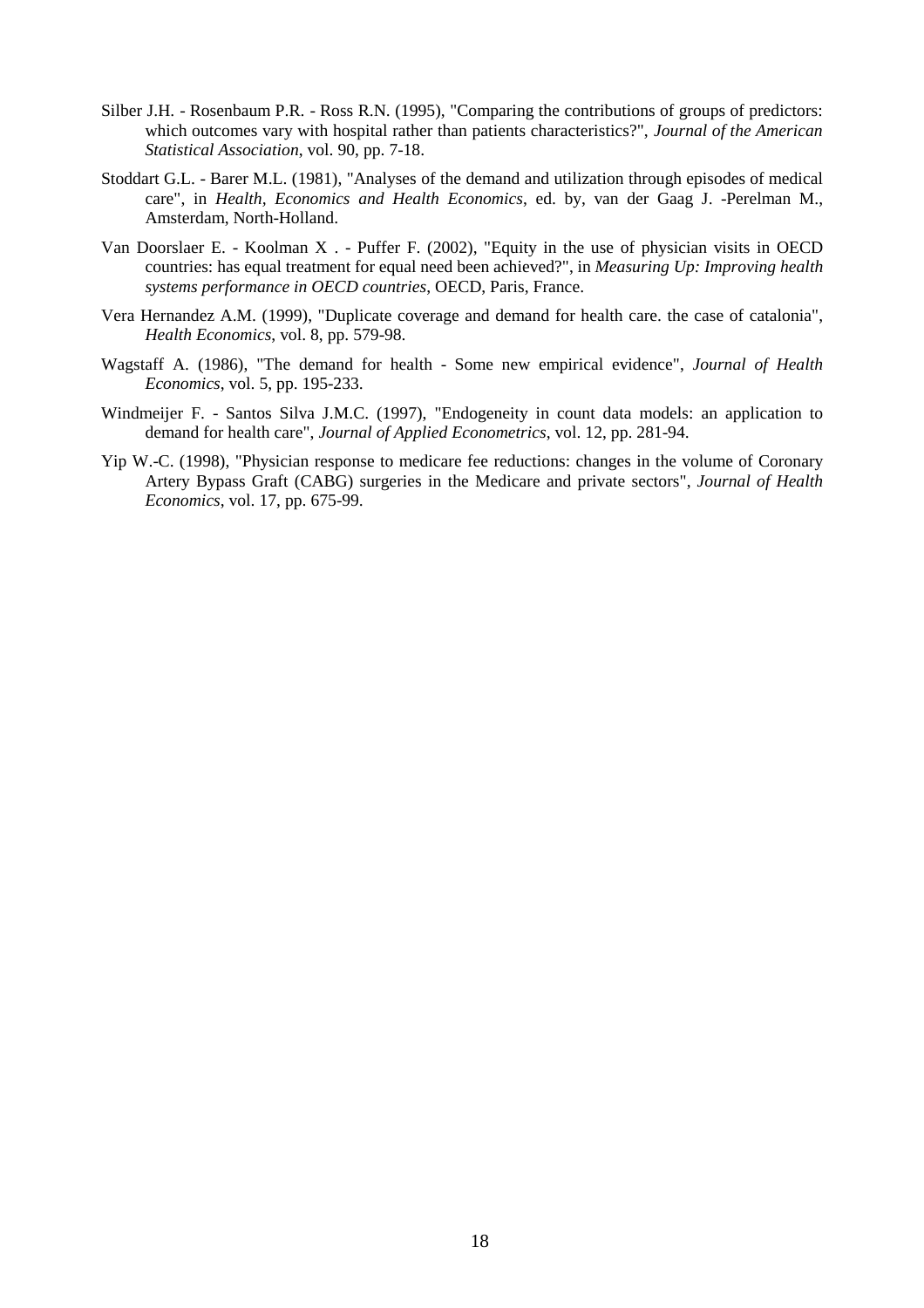Silber J.H. - Rosenbaum P.R. - Ross R.N. (1995), "Comparing the contributions of groups of predictors: which outcomes vary with hospital rather than patients characteristics?", *Journal of the American Statistical Association*, vol. 90, pp. 7-18.

Stoddart G.L. - Barer M.L. (1981), "Analyses of the demand and utilization through episodes of medical care", in *Health, Economics and Health Economics*, ed. by, van der Gaag J. -Perelman M., Amsterdam, North-Holland.

Van Doorslaer E. - Koolman X . - Puffer F. (2002), "Equity in the use of physician visits in OECD countries: has equal treatment for equal need been achieved?", in *Measuring Up: Improving health systems performance in OECD countries*, OECD, Paris, France.

Vera Hernandez A.M. (1999), "Duplicate coverage and demand for health care. the case of catalonia", *Health Economics*, vol. 8, pp. 579-98.

Wagstaff A. (1986), "The demand for health - Some new empirical evidence", *Journal of Health Economics*, vol. 5, pp. 195-233.

Windmeijer F. - Santos Silva J.M.C. (1997), "Endogeneity in count data models: an application to demand for health care", *Journal of Applied Econometrics*, vol. 12, pp. 281-94.

Yip W.-C. (1998), "Physician response to medicare fee reductions: changes in the volume of Coronary Artery Bypass Graft (CABG) surgeries in the Medicare and private sectors", *Journal of Health Economics*, vol. 17, pp. 675-99.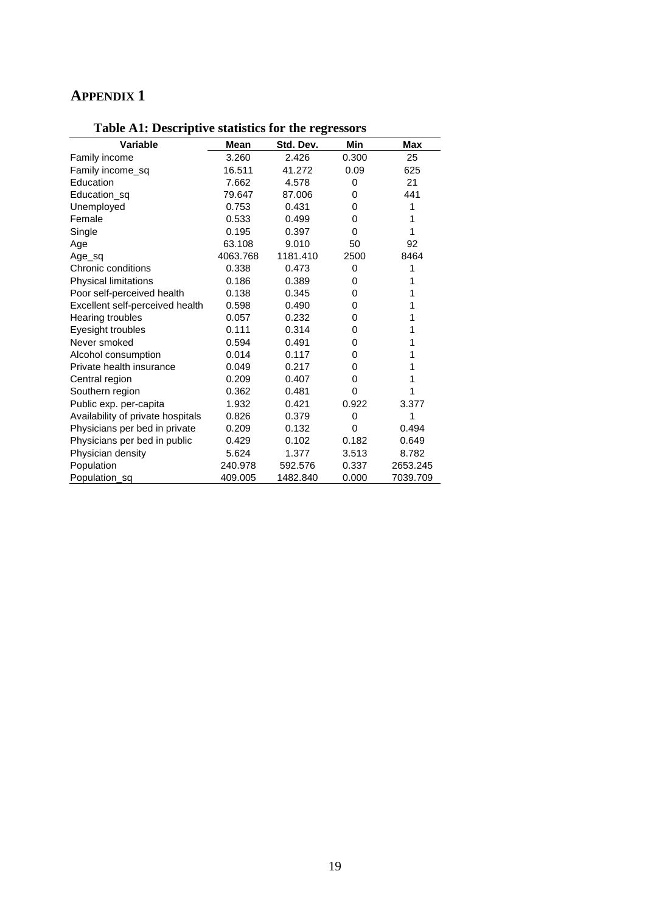# APPENDIX 1

**Table A1: Descriptive statistics for the regressors**

| Variable | Mean | Std. Dev. | Min | Max |
|---|---|---|---|---|
| Family income | 3.260 | 2.426 | 0.300 | 25 |
| Family income_sq | 16.511 | 41.272 | 0.09 | 625 |
| Education | 7.662 | 4.578 | 0 | 21 |
| Education_sq | 79.647 | 87.006 | 0 | 441 |
| Unemployed | 0.753 | 0.431 | 0 | 1 |
| Female | 0.533 | 0.499 | 0 | 1 |
| Single | 0.195 | 0.397 | 0 | 1 |
| Age | 63.108 | 9.010 | 50 | 92 |
| Age_sq | 4063.768 | 1181.410 | 2500 | 8464 |
| Chronic conditions | 0.338 | 0.473 | 0 | 1 |
| Physical limitations | 0.186 | 0.389 | 0 | 1 |
| Poor self-perceived health | 0.138 | 0.345 | 0 | 1 |
| Excellent self-perceived health | 0.598 | 0.490 | 0 | 1 |
| Hearing troubles | 0.057 | 0.232 | 0 | 1 |
| Eyesight troubles | 0.111 | 0.314 | 0 | 1 |
| Never smoked | 0.594 | 0.491 | 0 | 1 |
| Alcohol consumption | 0.014 | 0.117 | 0 | 1 |
| Private health insurance | 0.049 | 0.217 | 0 | 1 |
| Central region | 0.209 | 0.407 | 0 | 1 |
| Southern region | 0.362 | 0.481 | 0 | 1 |
| Public exp. per-capita | 1.932 | 0.421 | 0.922 | 3.377 |
| Availability of private hospitals | 0.826 | 0.379 | 0 | 1 |
| Physicians per bed in private | 0.209 | 0.132 | 0 | 0.494 |
| Physicians per bed in public | 0.429 | 0.102 | 0.182 | 0.649 |
| Physician density | 5.624 | 1.377 | 3.513 | 8.782 |
| Population | 240.978 | 592.576 | 0.337 | 2653.245 |
| Population_sq | 409.005 | 1482.840 | 0.000 | 7039.709 |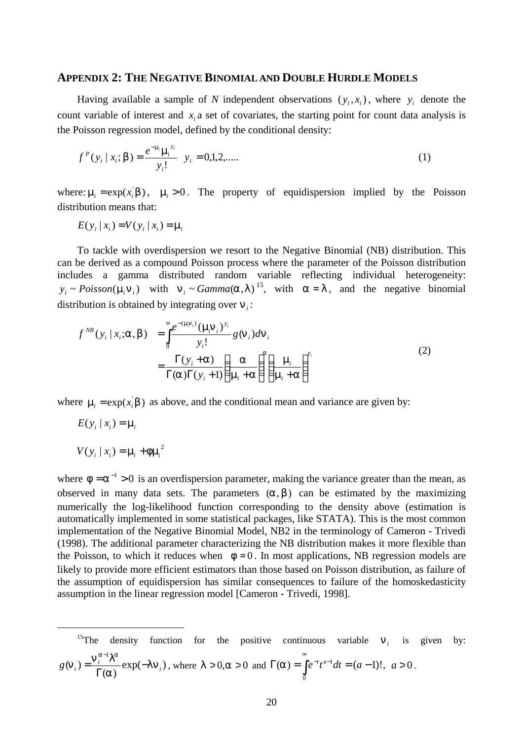## APPENDIX 2: THE NEGATIVE BINOMIAL AND DOUBLE HURDLE MODELS

Having available a sample of *N* independent observations $(y_i, x_i)$, where $y_i$ denote the count variable of interest and $x_i$ a set of covariates, the starting point for count data analysis is the Poisson regression model, defined by the conditional density:

$$f^P(y_i \mid x_i; \beta) = \frac{e^{-\mu_i} \mu_i^{\,y_i}}{y_i!} \quad y_i = 0,1,2,..... \tag{1}$$

where: $\mu_i = \exp(x_i^{'}\beta)$, $\mu_i > 0$. The property of equidispersion implied by the Poisson distribution means that:

$$E(y_i \mid x_i) = V(y_i \mid x_i) = \mu_i$$

To tackle with overdispersion we resort to the Negative Binomial (NB) distribution. This can be derived as a compound Poisson process where the parameter of the Poisson distribution includes a gamma distributed random variable reflecting individual heterogeneity: $y_i \sim Poisson(\mu_i \nu_i)$ with $\nu_i \sim Gamma(\alpha, \lambda)$[15], with $\alpha = \lambda$, and the negative binomial distribution is obtained by integrating over $\nu_i$:

$$\begin{aligned} f^{NB}(y_i \mid x_i; \alpha, \beta) &= \int_0^\infty \frac{e^{-(\mu_i \nu_i)} (\mu_i \nu_i)^{y_i}}{y_i!} g(\nu_i) d\nu_i \\ &= \frac{\Gamma(y_i + \alpha)}{\Gamma(\alpha)\Gamma(y_i + 1)} \left(\frac{\alpha}{\mu_i + \alpha}\right)^{\alpha} \left(\frac{\mu_i}{\mu_i + \alpha}\right)^{y_i} \end{aligned} \tag{2}$$

where $\mu_i = \exp(x_i^{'}\beta)$ as above, and the conditional mean and variance are given by:

$$E(y_i \mid x_i) = \mu_i$$

$$V(y_i \mid x_i) = \mu_i + \phi \mu_i^{\,2}$$

where $\phi = \alpha^{-1} > 0$ is an overdispersion parameter, making the variance greater than the mean, as observed in many data sets. The parameters $(\alpha, \beta)$ can be estimated by the maximizing numerically the log-likelihood function corresponding to the density above (estimation is automatically implemented in some statistical packages, like STATA). This is the most common implementation of the Negative Binomial Model, NB2 in the terminology of Cameron - Trivedi (1998). The additional parameter characterizing the NB distribution makes it more flexible than the Poisson, to which it reduces when $\phi = 0$. In most applications, NB regression models are likely to provide more efficient estimators than those based on Poisson distribution, as failure of the assumption of equidispersion has similar consequences to failure of the homoskedasticity assumption in the linear regression model [Cameron - Trivedi, 1998].

---

[15] The density function for the positive continuous variable $\nu_i$ is given by: $g(\nu_i) = \frac{\nu_i^{\alpha-1} \lambda^{\alpha}}{\Gamma(\alpha)} \exp(-\lambda \nu_i)$, where $\lambda > 0, \alpha > 0$ and $\Gamma(\alpha) = \int_0^\infty e^{-t} t^{a-1} dt = (a-1)!,\ a > 0$.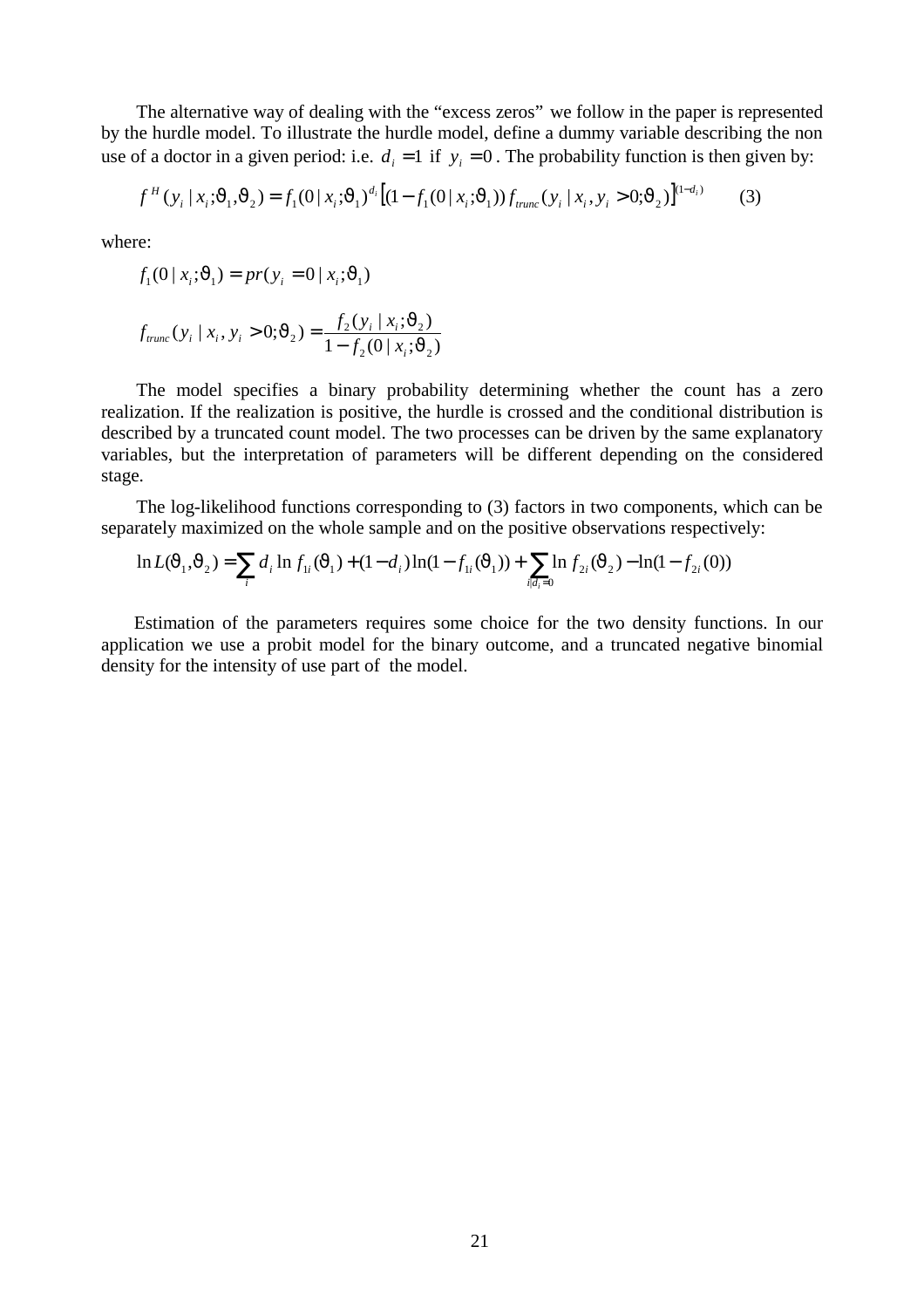The alternative way of dealing with the "excess zeros" we follow in the paper is represented by the hurdle model. To illustrate the hurdle model, define a dummy variable describing the non use of a doctor in a given period: i.e. $d_i = 1$ if $y_i = 0$. The probability function is then given by:

$$f^H(y_i \mid x_i; \vartheta_1, \vartheta_2) = f_1(0 \mid x_i; \vartheta_1)^{d_i} \left[ (1 - f_1(0 \mid x_i; \vartheta_1)) f_{trunc}(y_i \mid x_i, y_i > 0; \vartheta_2) \right]^{(1-d_i)} \qquad (3)$$

where:

$$f_1(0 \mid x_i; \vartheta_1) = pr(y_i = 0 \mid x_i; \vartheta_1)$$

$$f_{trunc}(y_i \mid x_i, y_i > 0; \vartheta_2) = \frac{f_2(y_i \mid x_i; \vartheta_2)}{1 - f_2(0 \mid x_i; \vartheta_2)}$$

The model specifies a binary probability determining whether the count has a zero realization. If the realization is positive, the hurdle is crossed and the conditional distribution is described by a truncated count model. The two processes can be driven by the same explanatory variables, but the interpretation of parameters will be different depending on the considered stage.

The log-likelihood functions corresponding to (3) factors in two components, which can be separately maximized on the whole sample and on the positive observations respectively:

$$\ln L(\vartheta_1, \vartheta_2) = \sum_i d_i \ln f_{1i}(\vartheta_1) + (1 - d_i) \ln(1 - f_{1i}(\vartheta_1)) + \sum_{i \mid d_i = 0} \ln f_{2i}(\vartheta_2) - \ln(1 - f_{2i}(0))$$

Estimation of the parameters requires some choice for the two density functions. In our application we use a probit model for the binary outcome, and a truncated negative binomial density for the intensity of use part of the model.